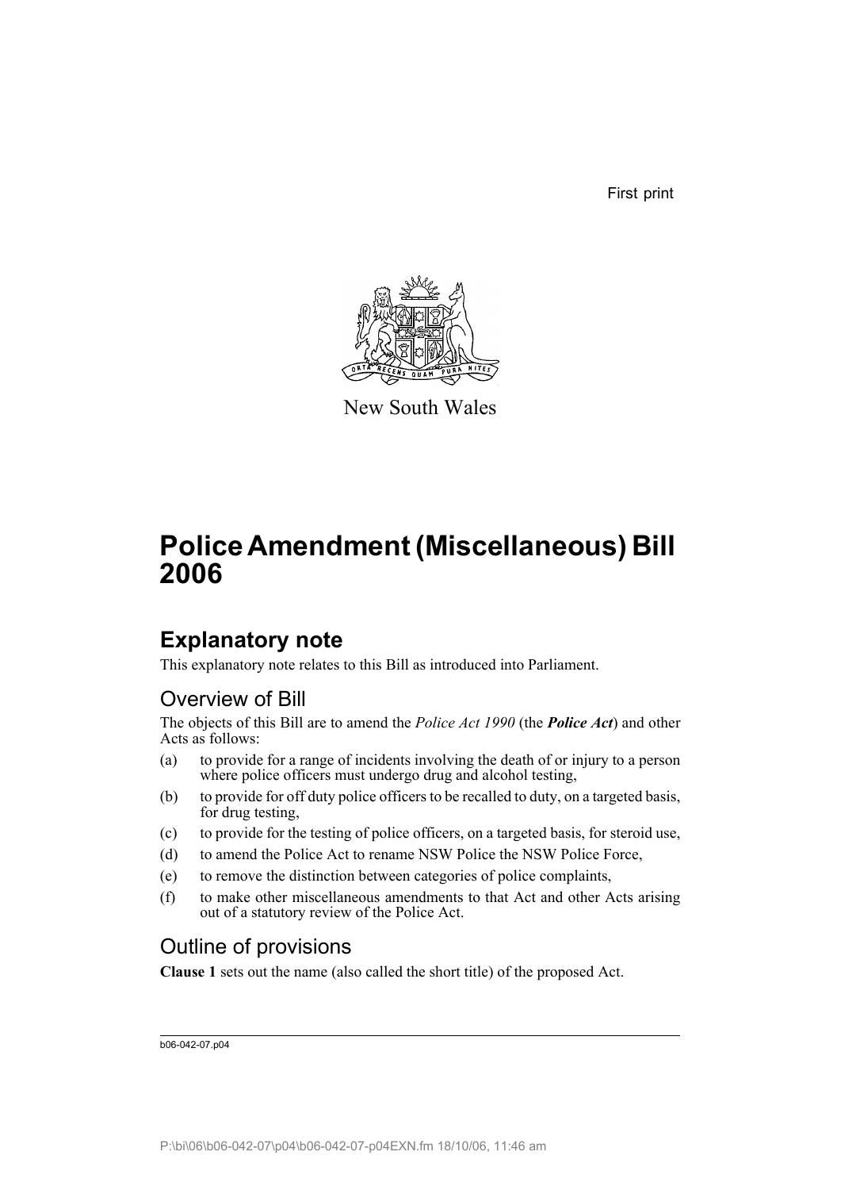First print

New South Wales

# Police Amendment (Miscellaneous) Bill 2006

## Explanatory note

This explanatory note relates to this Bill as introduced into Parliament.

### Overview of Bill

The objects of this Bill are to amend the *Police Act 1990* (the ***Police Act***) and other Acts as follows:

(a) to provide for a range of incidents involving the death of or injury to a person where police officers must undergo drug and alcohol testing,

(b) to provide for off duty police officers to be recalled to duty, on a targeted basis, for drug testing,

(c) to provide for the testing of police officers, on a targeted basis, for steroid use,

(d) to amend the Police Act to rename NSW Police the NSW Police Force,

(e) to remove the distinction between categories of police complaints,

(f) to make other miscellaneous amendments to that Act and other Acts arising out of a statutory review of the Police Act.

### Outline of provisions

**Clause 1** sets out the name (also called the short title) of the proposed Act.

b06-042-07.p04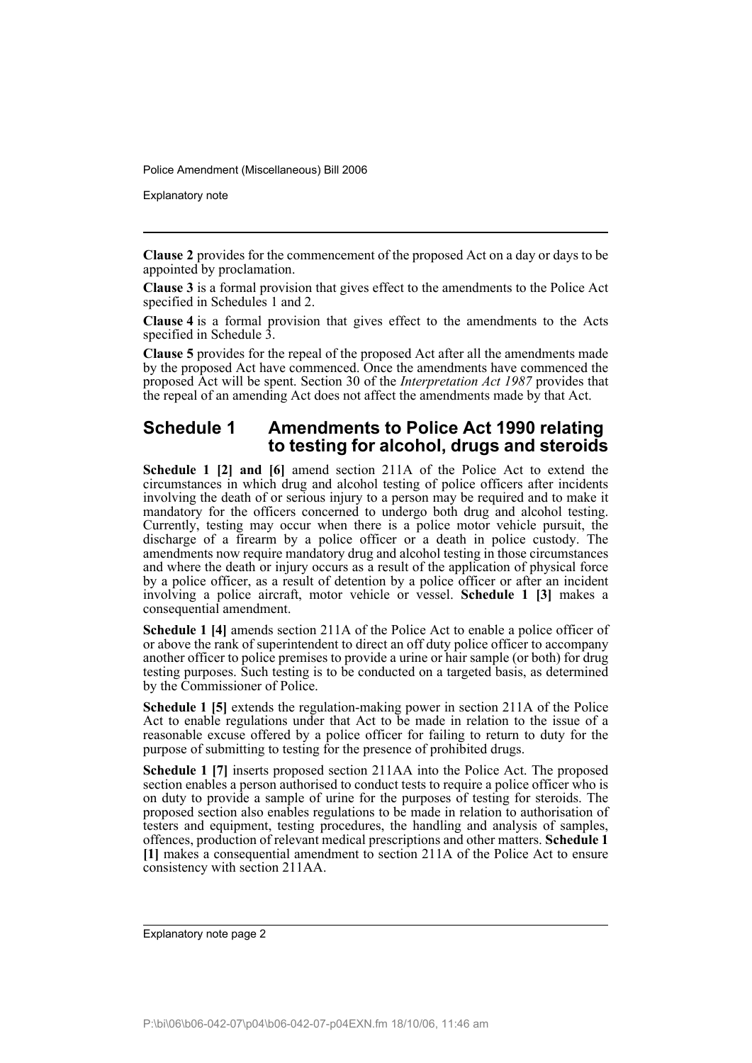**Clause 2** provides for the commencement of the proposed Act on a day or days to be appointed by proclamation.

**Clause 3** is a formal provision that gives effect to the amendments to the Police Act specified in Schedules 1 and 2.

**Clause 4** is a formal provision that gives effect to the amendments to the Acts specified in Schedule 3.

**Clause 5** provides for the repeal of the proposed Act after all the amendments made by the proposed Act have commenced. Once the amendments have commenced the proposed Act will be spent. Section 30 of the *Interpretation Act 1987* provides that the repeal of an amending Act does not affect the amendments made by that Act.

## Schedule 1 Amendments to Police Act 1990 relating to testing for alcohol, drugs and steroids

**Schedule 1 [2] and [6]** amend section 211A of the Police Act to extend the circumstances in which drug and alcohol testing of police officers after incidents involving the death of or serious injury to a person may be required and to make it mandatory for the officers concerned to undergo both drug and alcohol testing. Currently, testing may occur when there is a police motor vehicle pursuit, the discharge of a firearm by a police officer or a death in police custody. The amendments now require mandatory drug and alcohol testing in those circumstances and where the death or injury occurs as a result of the application of physical force by a police officer, as a result of detention by a police officer or after an incident involving a police aircraft, motor vehicle or vessel. **Schedule 1 [3]** makes a consequential amendment.

**Schedule 1 [4]** amends section 211A of the Police Act to enable a police officer of or above the rank of superintendent to direct an off duty police officer to accompany another officer to police premises to provide a urine or hair sample (or both) for drug testing purposes. Such testing is to be conducted on a targeted basis, as determined by the Commissioner of Police.

**Schedule 1 [5]** extends the regulation-making power in section 211A of the Police Act to enable regulations under that Act to be made in relation to the issue of a reasonable excuse offered by a police officer for failing to return to duty for the purpose of submitting to testing for the presence of prohibited drugs.

**Schedule 1 [7]** inserts proposed section 211AA into the Police Act. The proposed section enables a person authorised to conduct tests to require a police officer who is on duty to provide a sample of urine for the purposes of testing for steroids. The proposed section also enables regulations to be made in relation to authorisation of testers and equipment, testing procedures, the handling and analysis of samples, offences, production of relevant medical prescriptions and other matters. **Schedule 1 [1]** makes a consequential amendment to section 211A of the Police Act to ensure consistency with section 211AA.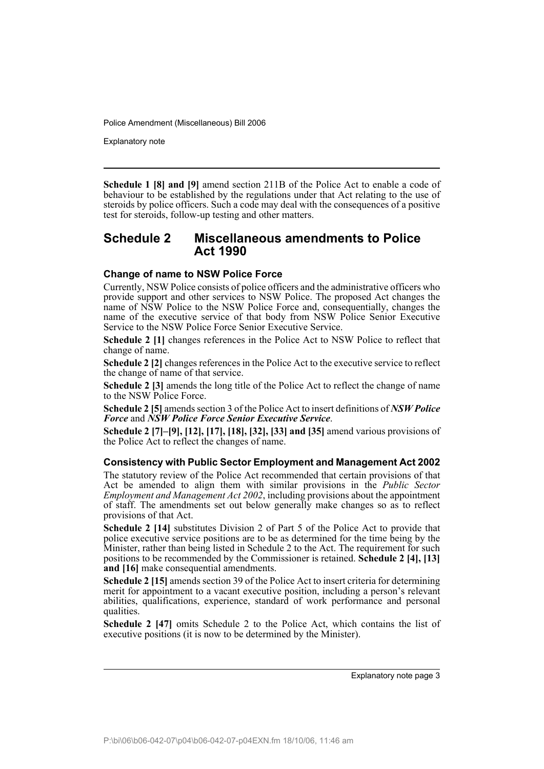**Schedule 1 [8] and [9]** amend section 211B of the Police Act to enable a code of behaviour to be established by the regulations under that Act relating to the use of steroids by police officers. Such a code may deal with the consequences of a positive test for steroids, follow-up testing and other matters.

## Schedule 2 Miscellaneous amendments to Police Act 1990

### Change of name to NSW Police Force

Currently, NSW Police consists of police officers and the administrative officers who provide support and other services to NSW Police. The proposed Act changes the name of NSW Police to the NSW Police Force and, consequentially, changes the name of the executive service of that body from NSW Police Senior Executive Service to the NSW Police Force Senior Executive Service.

**Schedule 2 [1]** changes references in the Police Act to NSW Police to reflect that change of name.

**Schedule 2 [2]** changes references in the Police Act to the executive service to reflect the change of name of that service.

**Schedule 2 [3]** amends the long title of the Police Act to reflect the change of name to the NSW Police Force.

**Schedule 2 [5]** amends section 3 of the Police Act to insert definitions of ***NSW Police Force*** and ***NSW Police Force Senior Executive Service***.

**Schedule 2 [7]–[9], [12], [17], [18], [32], [33] and [35]** amend various provisions of the Police Act to reflect the changes of name.

### Consistency with Public Sector Employment and Management Act 2002

The statutory review of the Police Act recommended that certain provisions of that Act be amended to align them with similar provisions in the *Public Sector Employment and Management Act 2002*, including provisions about the appointment of staff. The amendments set out below generally make changes so as to reflect provisions of that Act.

**Schedule 2 [14]** substitutes Division 2 of Part 5 of the Police Act to provide that police executive service positions are to be as determined for the time being by the Minister, rather than being listed in Schedule 2 to the Act. The requirement for such positions to be recommended by the Commissioner is retained. **Schedule 2 [4], [13] and [16]** make consequential amendments.

**Schedule 2 [15]** amends section 39 of the Police Act to insert criteria for determining merit for appointment to a vacant executive position, including a person's relevant abilities, qualifications, experience, standard of work performance and personal qualities.

**Schedule 2 [47]** omits Schedule 2 to the Police Act, which contains the list of executive positions (it is now to be determined by the Minister).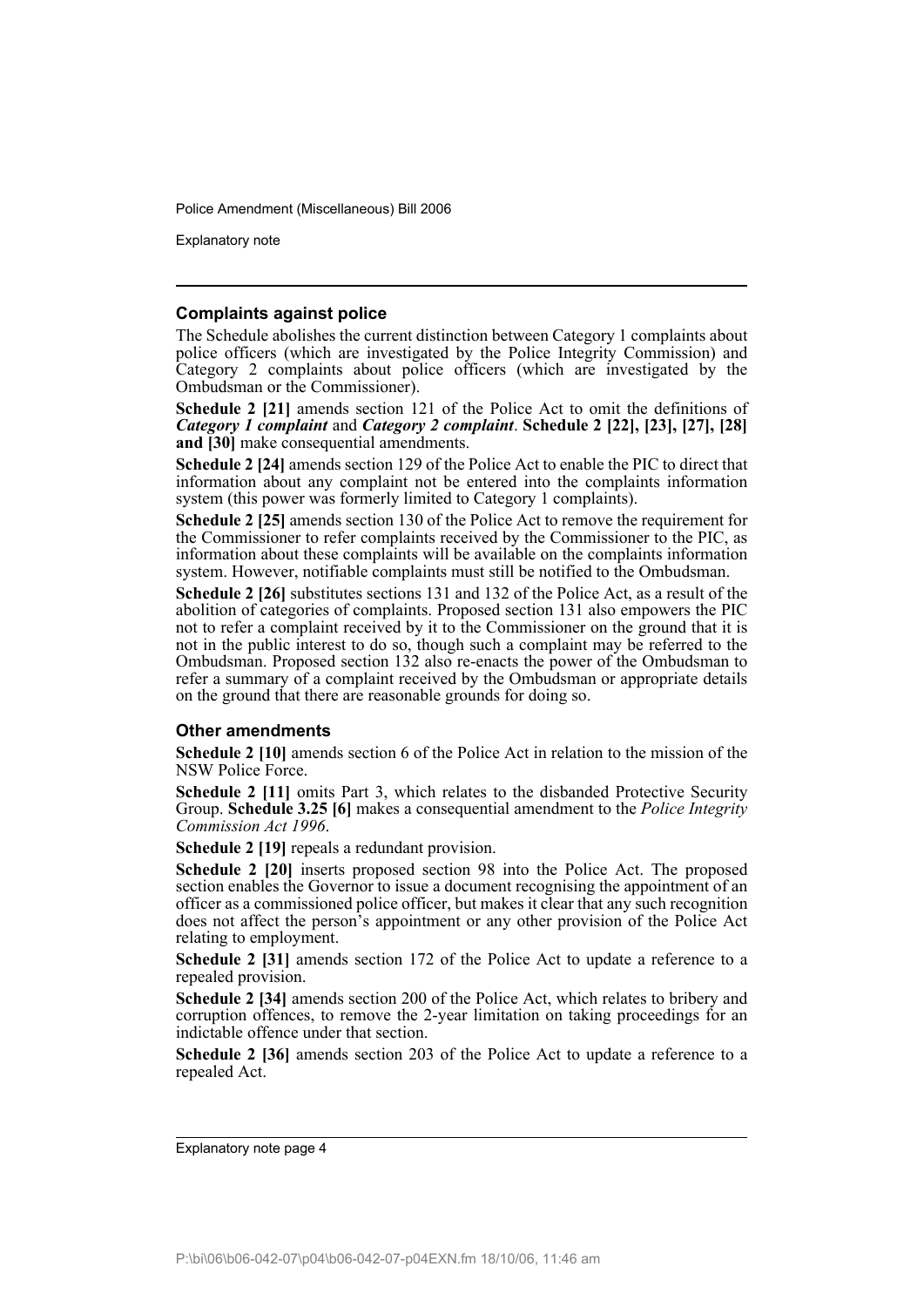### Complaints against police

The Schedule abolishes the current distinction between Category 1 complaints about police officers (which are investigated by the Police Integrity Commission) and Category 2 complaints about police officers (which are investigated by the Ombudsman or the Commissioner).

**Schedule 2 [21]** amends section 121 of the Police Act to omit the definitions of ***Category 1 complaint*** and ***Category 2 complaint***. **Schedule 2 [22], [23], [27], [28] and [30]** make consequential amendments.

**Schedule 2 [24]** amends section 129 of the Police Act to enable the PIC to direct that information about any complaint not be entered into the complaints information system (this power was formerly limited to Category 1 complaints).

**Schedule 2 [25]** amends section 130 of the Police Act to remove the requirement for the Commissioner to refer complaints received by the Commissioner to the PIC, as information about these complaints will be available on the complaints information system. However, notifiable complaints must still be notified to the Ombudsman.

**Schedule 2 [26]** substitutes sections 131 and 132 of the Police Act, as a result of the abolition of categories of complaints. Proposed section 131 also empowers the PIC not to refer a complaint received by it to the Commissioner on the ground that it is not in the public interest to do so, though such a complaint may be referred to the Ombudsman. Proposed section 132 also re-enacts the power of the Ombudsman to refer a summary of a complaint received by the Ombudsman or appropriate details on the ground that there are reasonable grounds for doing so.

### Other amendments

**Schedule 2 [10]** amends section 6 of the Police Act in relation to the mission of the NSW Police Force.

**Schedule 2 [11]** omits Part 3, which relates to the disbanded Protective Security Group. **Schedule 3.25 [6]** makes a consequential amendment to the *Police Integrity Commission Act 1996*.

**Schedule 2 [19]** repeals a redundant provision.

**Schedule 2 [20]** inserts proposed section 98 into the Police Act. The proposed section enables the Governor to issue a document recognising the appointment of an officer as a commissioned police officer, but makes it clear that any such recognition does not affect the person's appointment or any other provision of the Police Act relating to employment.

**Schedule 2 [31]** amends section 172 of the Police Act to update a reference to a repealed provision.

**Schedule 2 [34]** amends section 200 of the Police Act, which relates to bribery and corruption offences, to remove the 2-year limitation on taking proceedings for an indictable offence under that section.

**Schedule 2 [36]** amends section 203 of the Police Act to update a reference to a repealed Act.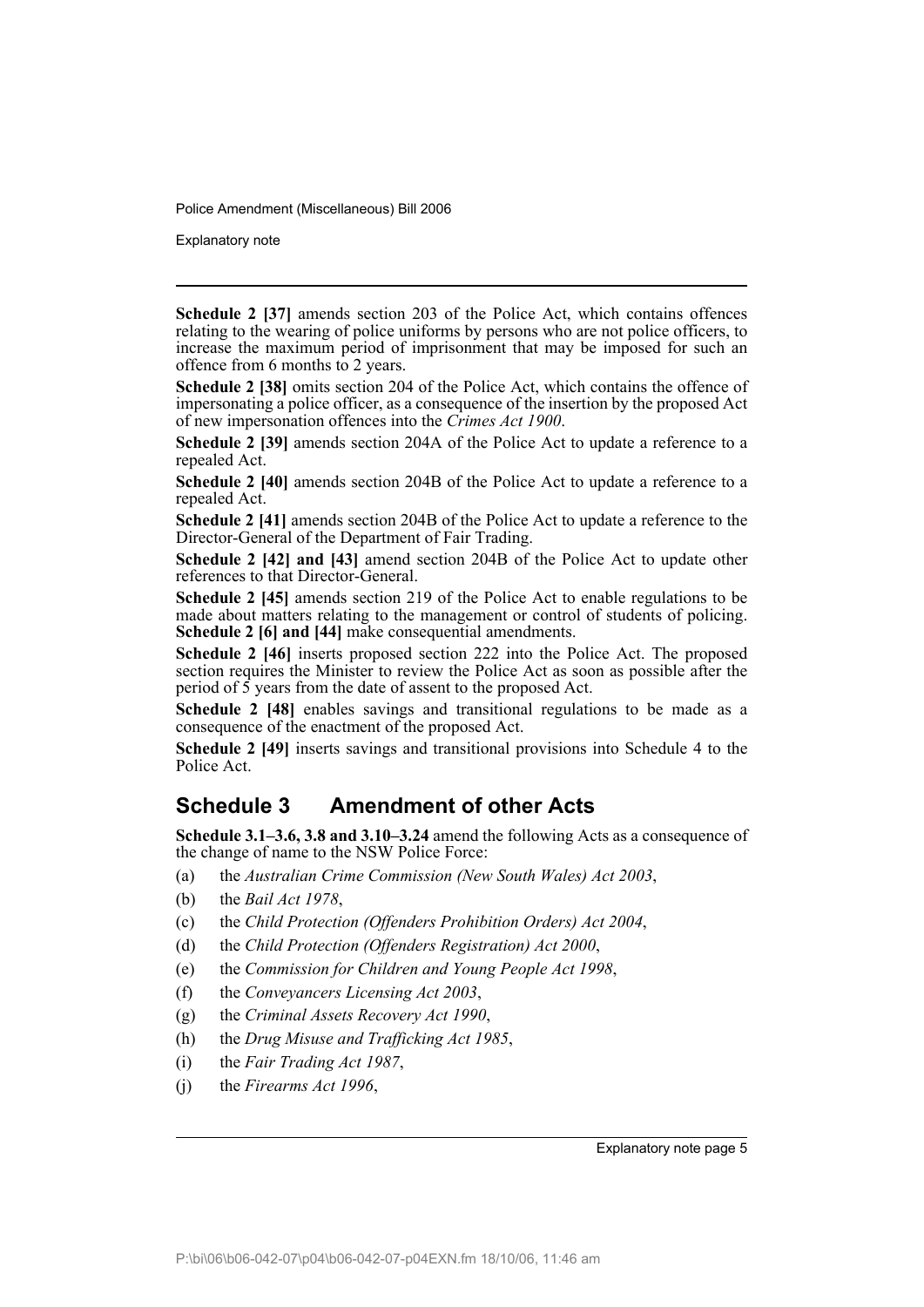**Schedule 2 [37]** amends section 203 of the Police Act, which contains offences relating to the wearing of police uniforms by persons who are not police officers, to increase the maximum period of imprisonment that may be imposed for such an offence from 6 months to 2 years.

**Schedule 2 [38]** omits section 204 of the Police Act, which contains the offence of impersonating a police officer, as a consequence of the insertion by the proposed Act of new impersonation offences into the *Crimes Act 1900*.

**Schedule 2 [39]** amends section 204A of the Police Act to update a reference to a repealed Act.

**Schedule 2 [40]** amends section 204B of the Police Act to update a reference to a repealed Act.

**Schedule 2 [41]** amends section 204B of the Police Act to update a reference to the Director-General of the Department of Fair Trading.

**Schedule 2 [42] and [43]** amend section 204B of the Police Act to update other references to that Director-General.

**Schedule 2 [45]** amends section 219 of the Police Act to enable regulations to be made about matters relating to the management or control of students of policing. **Schedule 2 [6] and [44]** make consequential amendments.

**Schedule 2 [46]** inserts proposed section 222 into the Police Act. The proposed section requires the Minister to review the Police Act as soon as possible after the period of 5 years from the date of assent to the proposed Act.

**Schedule 2 [48]** enables savings and transitional regulations to be made as a consequence of the enactment of the proposed Act.

**Schedule 2 [49]** inserts savings and transitional provisions into Schedule 4 to the Police Act.

## Schedule 3 Amendment of other Acts

**Schedule 3.1–3.6, 3.8 and 3.10–3.24** amend the following Acts as a consequence of the change of name to the NSW Police Force:

(a) the *Australian Crime Commission (New South Wales) Act 2003*,

(b) the *Bail Act 1978*,

(c) the *Child Protection (Offenders Prohibition Orders) Act 2004*,

(d) the *Child Protection (Offenders Registration) Act 2000*,

(e) the *Commission for Children and Young People Act 1998*,

(f) the *Conveyancers Licensing Act 2003*,

(g) the *Criminal Assets Recovery Act 1990*,

(h) the *Drug Misuse and Trafficking Act 1985*,

(i) the *Fair Trading Act 1987*,

(j) the *Firearms Act 1996*,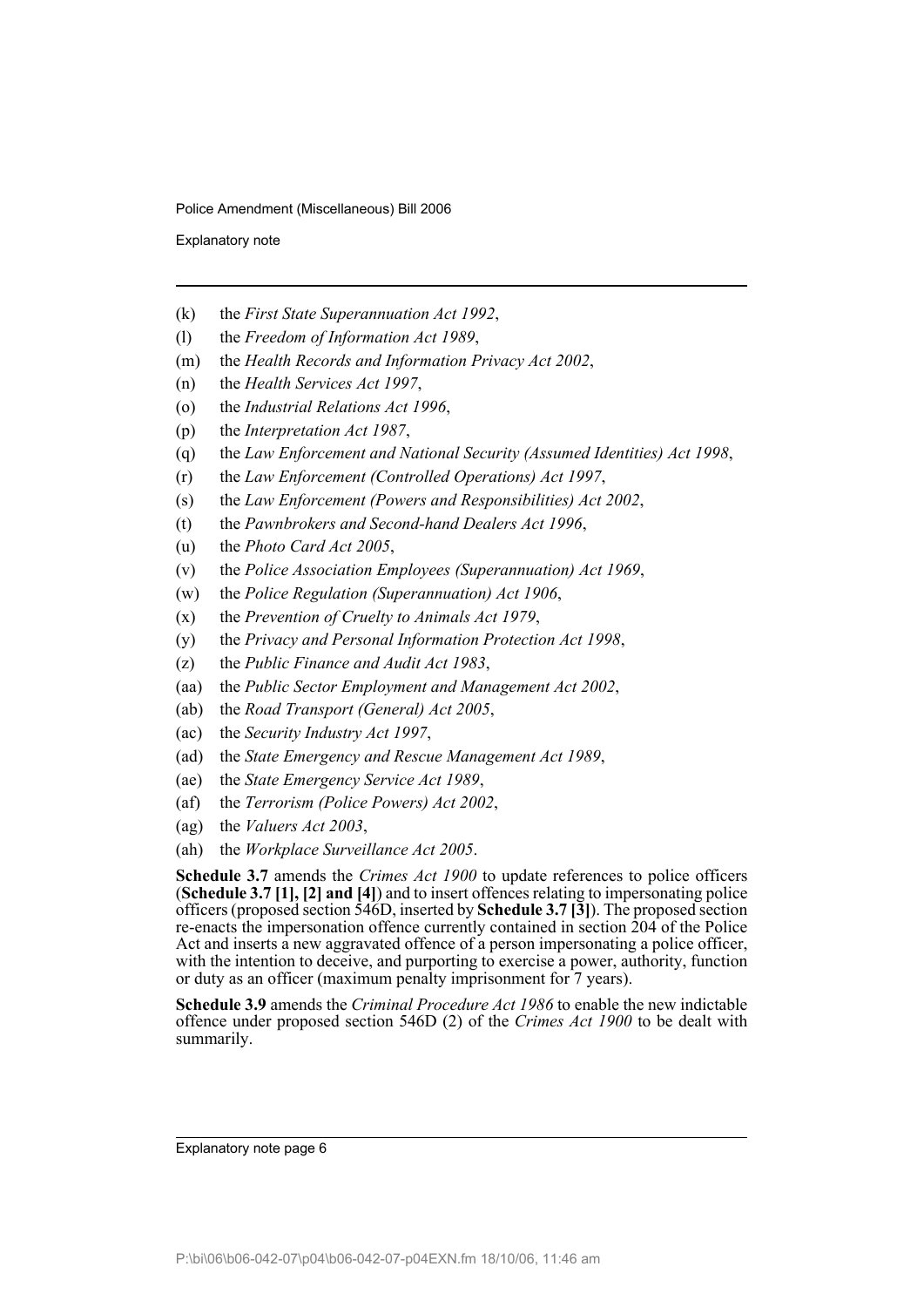- (k) the *First State Superannuation Act 1992*,
- (l) the *Freedom of Information Act 1989*,
- (m) the *Health Records and Information Privacy Act 2002*,
- (n) the *Health Services Act 1997*,
- (o) the *Industrial Relations Act 1996*,
- (p) the *Interpretation Act 1987*,
- (q) the *Law Enforcement and National Security (Assumed Identities) Act 1998*,
- (r) the *Law Enforcement (Controlled Operations) Act 1997*,
- (s) the *Law Enforcement (Powers and Responsibilities) Act 2002*,
- (t) the *Pawnbrokers and Second-hand Dealers Act 1996*,
- (u) the *Photo Card Act 2005*,
- (v) the *Police Association Employees (Superannuation) Act 1969*,
- (w) the *Police Regulation (Superannuation) Act 1906*,
- (x) the *Prevention of Cruelty to Animals Act 1979*,
- (y) the *Privacy and Personal Information Protection Act 1998*,
- (z) the *Public Finance and Audit Act 1983*,
- (aa) the *Public Sector Employment and Management Act 2002*,
- (ab) the *Road Transport (General) Act 2005*,
- (ac) the *Security Industry Act 1997*,
- (ad) the *State Emergency and Rescue Management Act 1989*,
- (ae) the *State Emergency Service Act 1989*,
- (af) the *Terrorism (Police Powers) Act 2002*,
- (ag) the *Valuers Act 2003*,
- (ah) the *Workplace Surveillance Act 2005*.

**Schedule 3.7** amends the *Crimes Act 1900* to update references to police officers (**Schedule 3.7 [1], [2] and [4]**) and to insert offences relating to impersonating police officers (proposed section 546D, inserted by **Schedule 3.7 [3]**). The proposed section re-enacts the impersonation offence currently contained in section 204 of the Police Act and inserts a new aggravated offence of a person impersonating a police officer, with the intention to deceive, and purporting to exercise a power, authority, function or duty as an officer (maximum penalty imprisonment for 7 years).

**Schedule 3.9** amends the *Criminal Procedure Act 1986* to enable the new indictable offence under proposed section 546D (2) of the *Crimes Act 1900* to be dealt with summarily.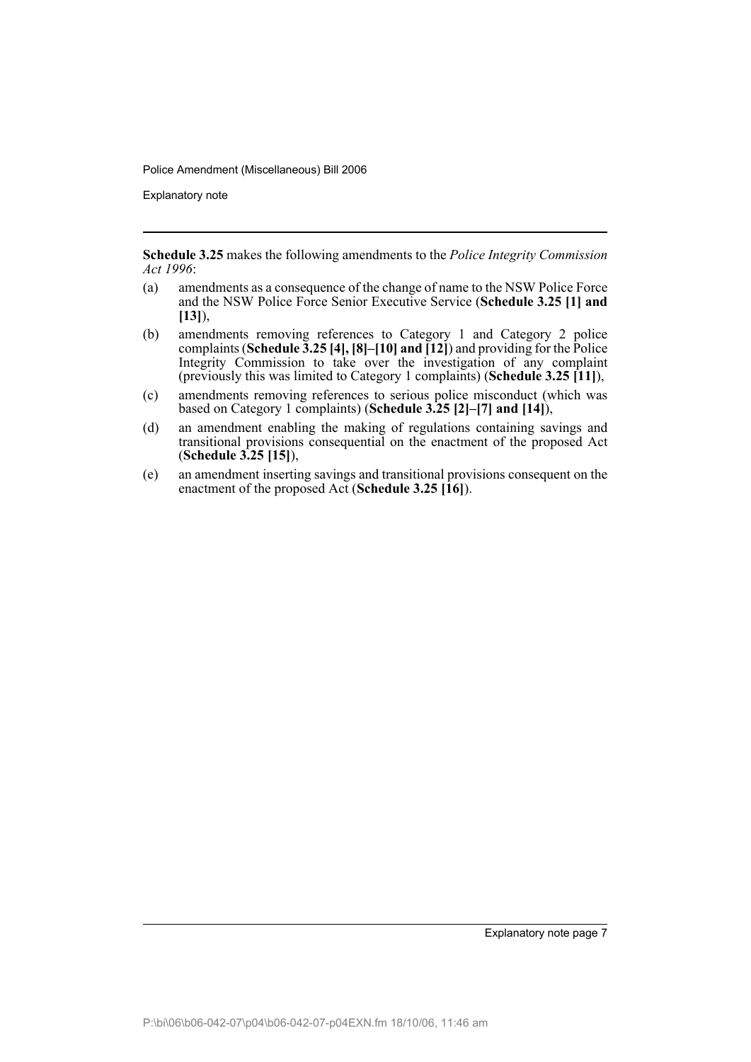**Schedule 3.25** makes the following amendments to the *Police Integrity Commission Act 1996*:

(a) amendments as a consequence of the change of name to the NSW Police Force and the NSW Police Force Senior Executive Service (**Schedule 3.25 [1] and [13]**),

(b) amendments removing references to Category 1 and Category 2 police complaints (**Schedule 3.25 [4], [8]–[10] and [12]**) and providing for the Police Integrity Commission to take over the investigation of any complaint (previously this was limited to Category 1 complaints) (**Schedule 3.25 [11]**),

(c) amendments removing references to serious police misconduct (which was based on Category 1 complaints) (**Schedule 3.25 [2]–[7] and [14]**),

(d) an amendment enabling the making of regulations containing savings and transitional provisions consequential on the enactment of the proposed Act (**Schedule 3.25 [15]**),

(e) an amendment inserting savings and transitional provisions consequent on the enactment of the proposed Act (**Schedule 3.25 [16]**).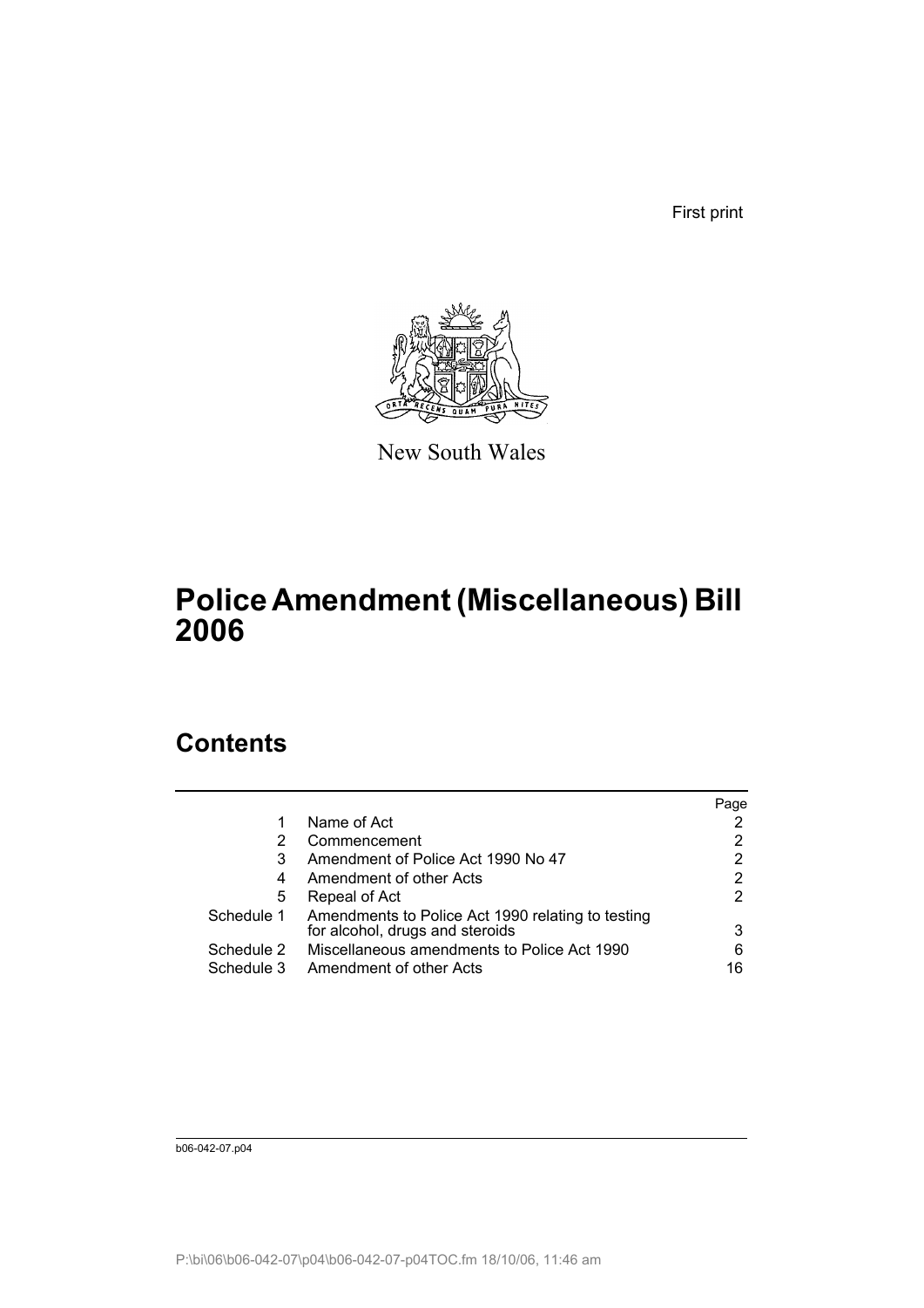First print

New South Wales

# Police Amendment (Miscellaneous) Bill 2006

## Contents

| | | Page |
|---|---|---|
| 1 | Name of Act | 2 |
| 2 | Commencement | 2 |
| 3 | Amendment of Police Act 1990 No 47 | 2 |
| 4 | Amendment of other Acts | 2 |
| 5 | Repeal of Act | 2 |
| Schedule 1 | Amendments to Police Act 1990 relating to testing for alcohol, drugs and steroids | 3 |
| Schedule 2 | Miscellaneous amendments to Police Act 1990 | 6 |
| Schedule 3 | Amendment of other Acts | 16 |

b06-042-07.p04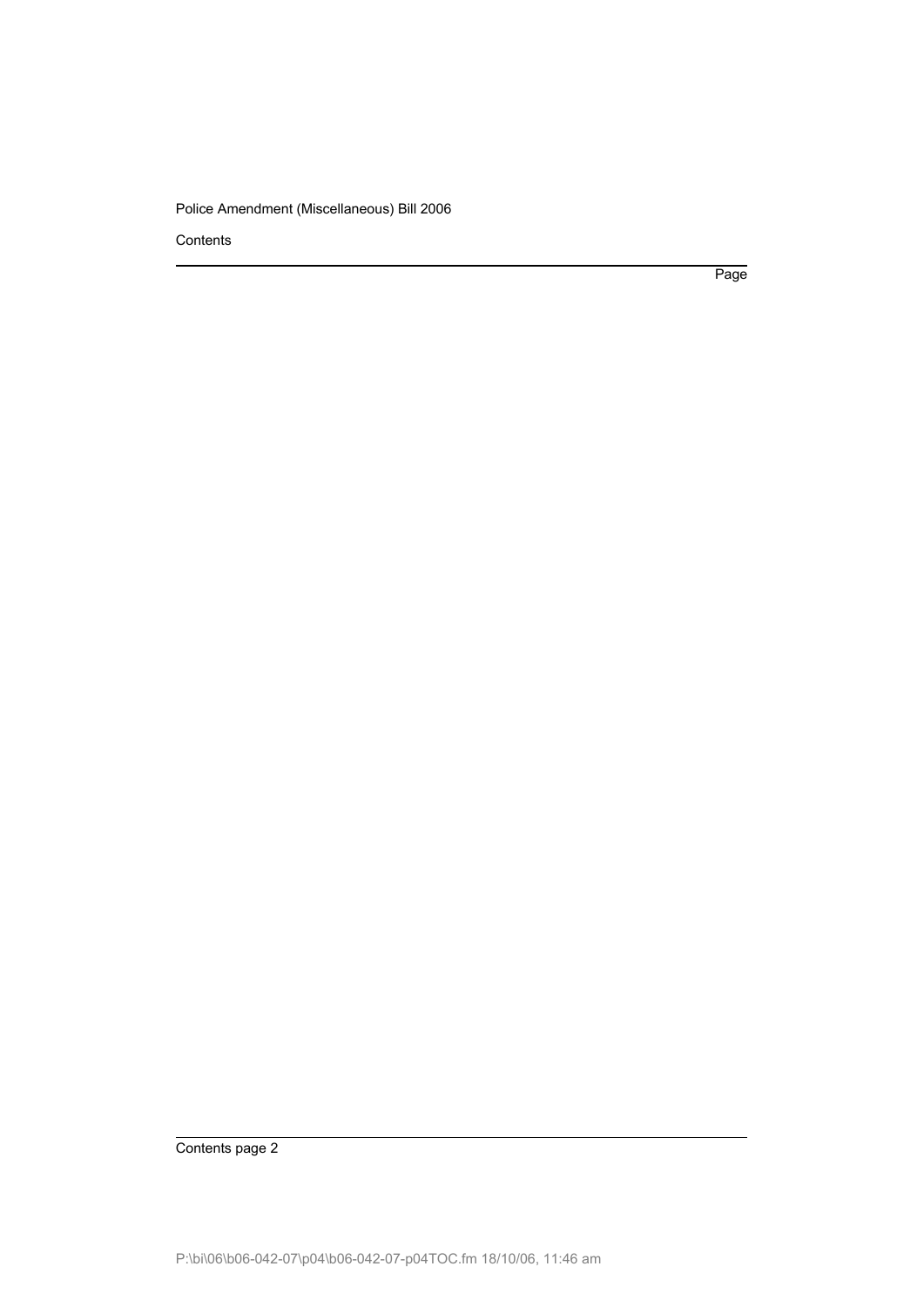Contents

Page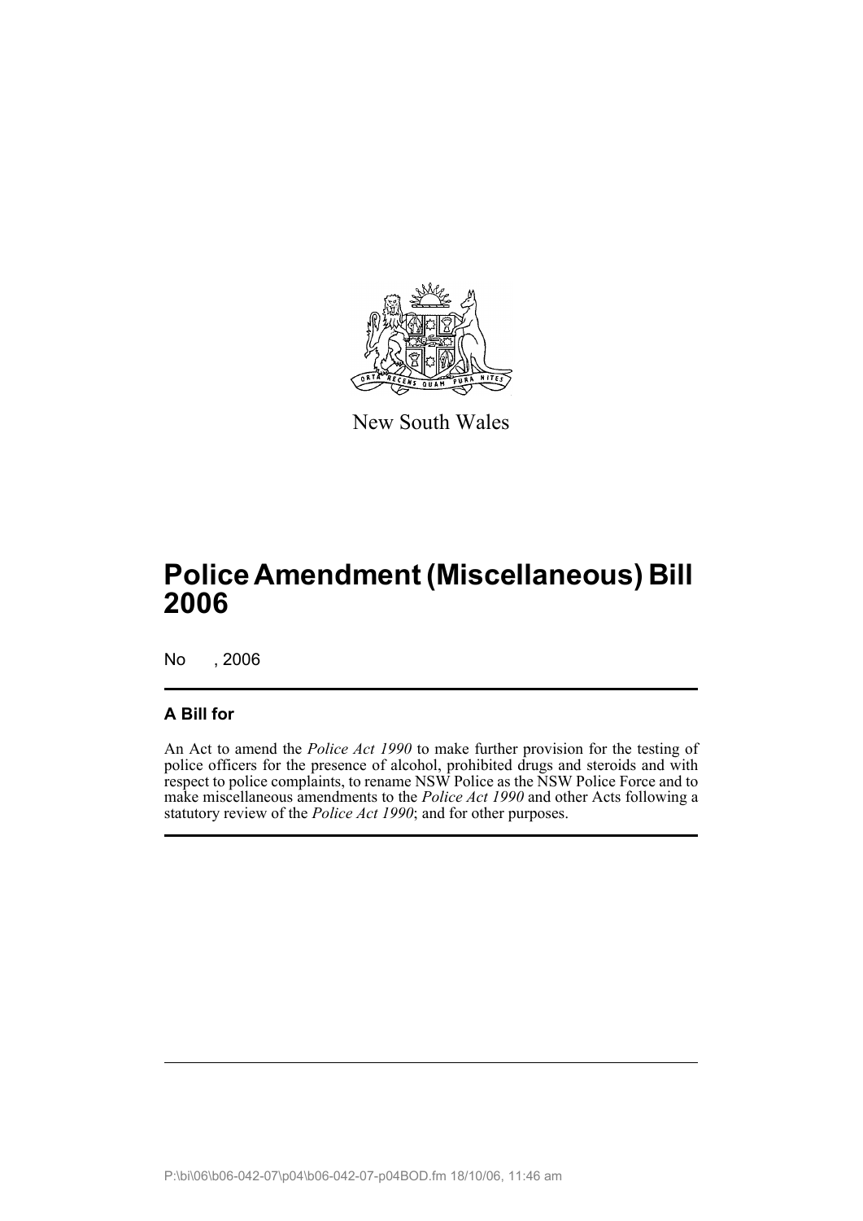New South Wales

# Police Amendment (Miscellaneous) Bill 2006

No , 2006

## A Bill for

An Act to amend the *Police Act 1990* to make further provision for the testing of police officers for the presence of alcohol, prohibited drugs and steroids and with respect to police complaints, to rename NSW Police as the NSW Police Force and to make miscellaneous amendments to the *Police Act 1990* and other Acts following a statutory review of the *Police Act 1990*; and for other purposes.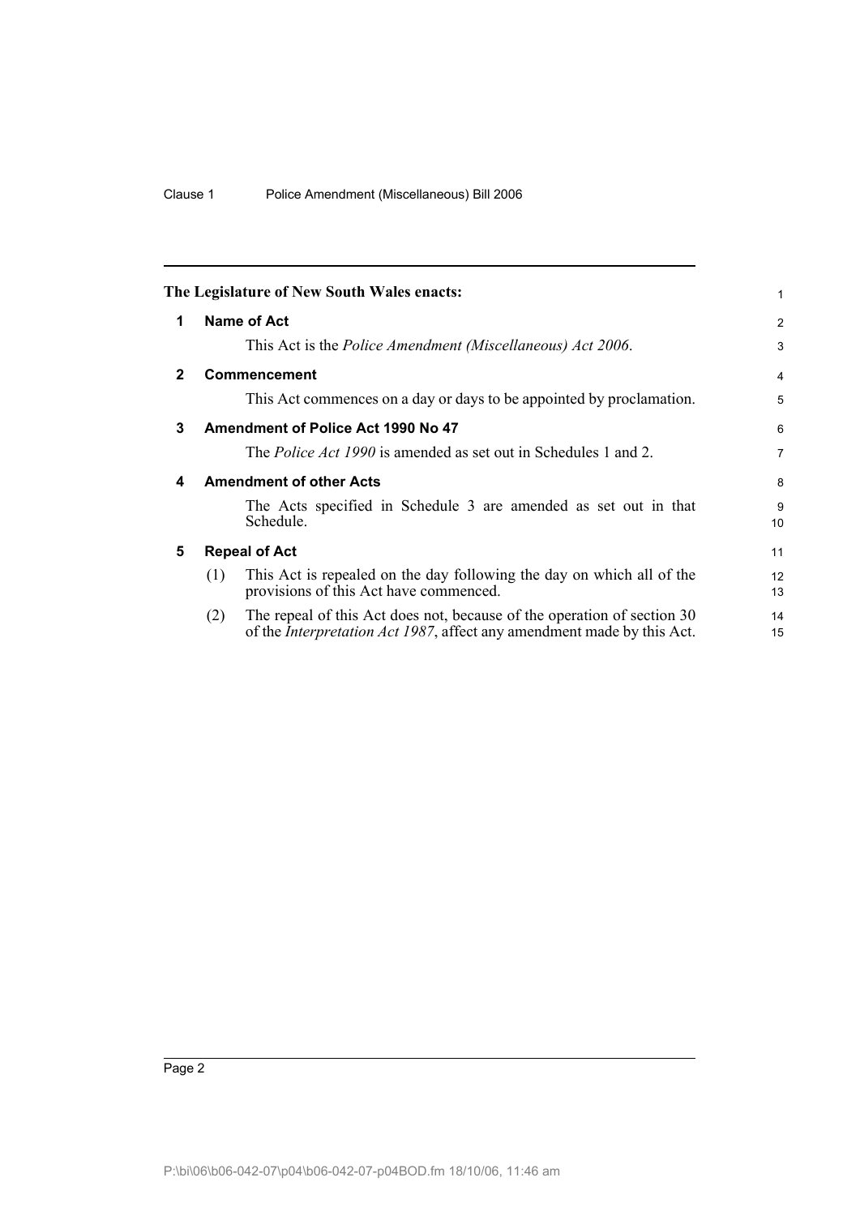The Legislature of New South Wales enacts:

**1 Name of Act**

This Act is the *Police Amendment (Miscellaneous) Act 2006*.

**2 Commencement**

This Act commences on a day or days to be appointed by proclamation.

**3 Amendment of Police Act 1990 No 47**

The *Police Act 1990* is amended as set out in Schedules 1 and 2.

**4 Amendment of other Acts**

The Acts specified in Schedule 3 are amended as set out in that Schedule.

**5 Repeal of Act**

(1) This Act is repealed on the day following the day on which all of the provisions of this Act have commenced.

(2) The repeal of this Act does not, because of the operation of section 30 of the *Interpretation Act 1987*, affect any amendment made by this Act.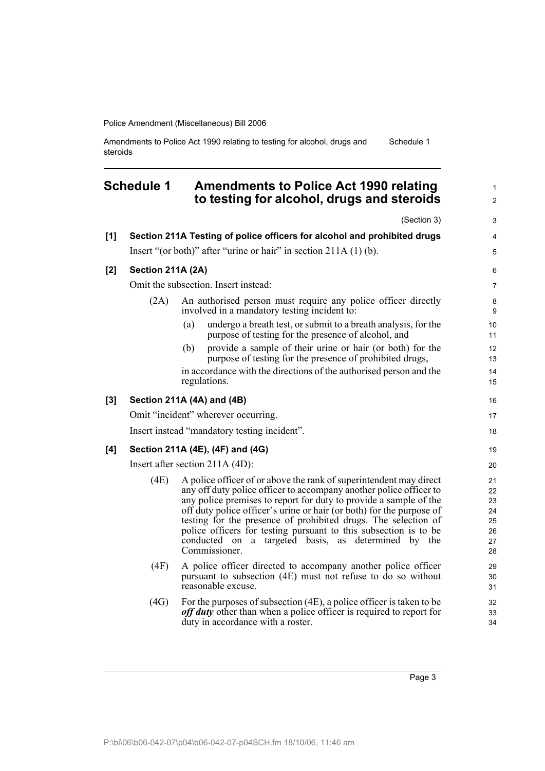## Schedule 1 Amendments to Police Act 1990 relating to testing for alcohol, drugs and steroids

(Section 3)

**[1] Section 211A Testing of police officers for alcohol and prohibited drugs**

Insert "(or both)" after "urine or hair" in section 211A (1) (b).

**[2] Section 211A (2A)**

Omit the subsection. Insert instead:

(2A) An authorised person must require any police officer directly involved in a mandatory testing incident to:

(a) undergo a breath test, or submit to a breath analysis, for the purpose of testing for the presence of alcohol, and

(b) provide a sample of their urine or hair (or both) for the purpose of testing for the presence of prohibited drugs,

in accordance with the directions of the authorised person and the regulations.

**[3] Section 211A (4A) and (4B)**

Omit "incident" wherever occurring.

Insert instead "mandatory testing incident".

**[4] Section 211A (4E), (4F) and (4G)**

Insert after section 211A (4D):

(4E) A police officer of or above the rank of superintendent may direct any off duty police officer to accompany another police officer to any police premises to report for duty to provide a sample of the off duty police officer's urine or hair (or both) for the purpose of testing for the presence of prohibited drugs. The selection of police officers for testing pursuant to this subsection is to be conducted on a targeted basis, as determined by the Commissioner.

(4F) A police officer directed to accompany another police officer pursuant to subsection (4E) must not refuse to do so without reasonable excuse.

(4G) For the purposes of subsection (4E), a police officer is taken to be ***off duty*** other than when a police officer is required to report for duty in accordance with a roster.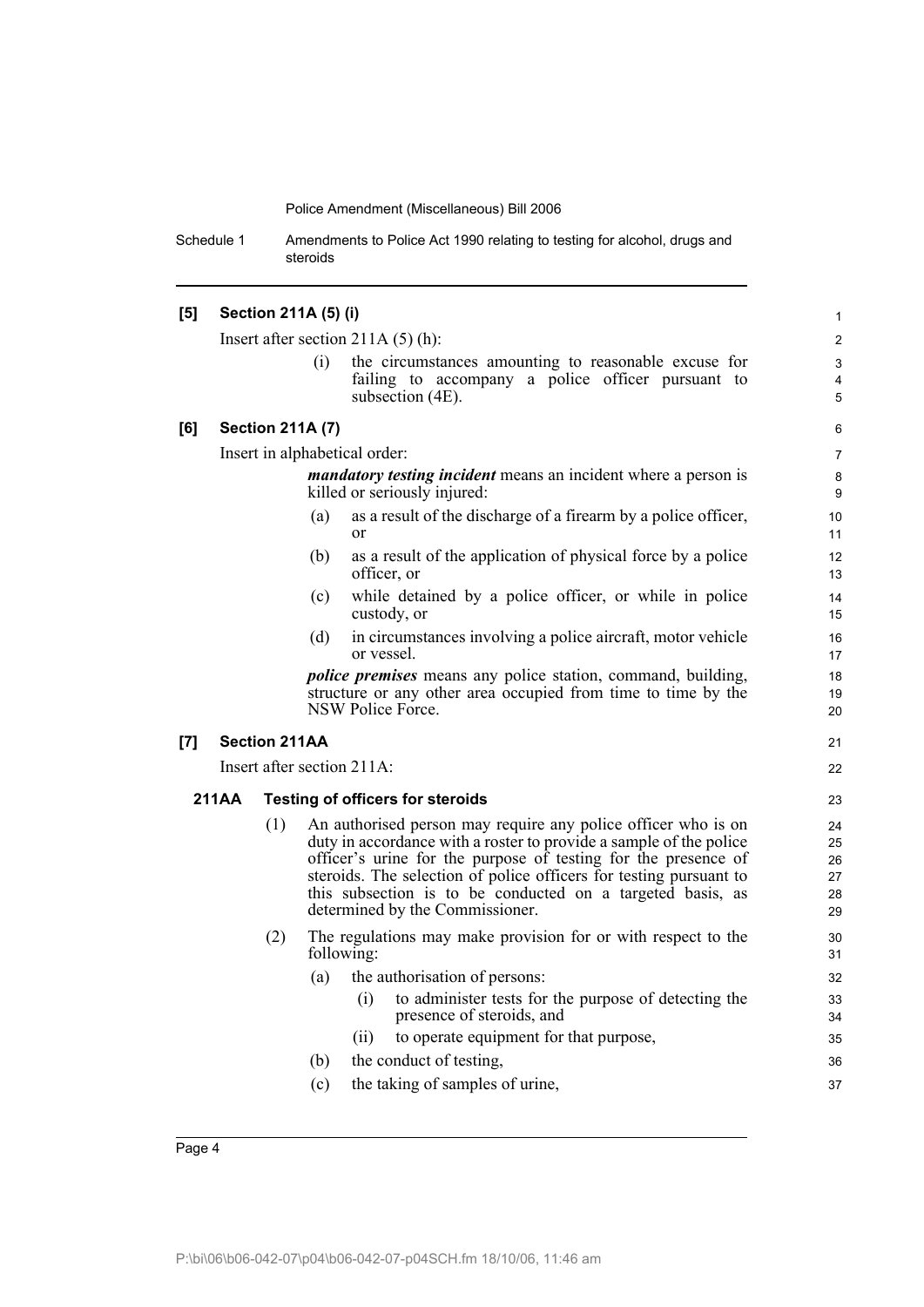**[5] Section 211A (5) (i)**

Insert after section 211A (5) (h):

(i) the circumstances amounting to reasonable excuse for failing to accompany a police officer pursuant to subsection (4E).

**[6] Section 211A (7)**

Insert in alphabetical order:

***mandatory testing incident*** means an incident where a person is killed or seriously injured:

(a) as a result of the discharge of a firearm by a police officer, or

(b) as a result of the application of physical force by a police officer, or

(c) while detained by a police officer, or while in police custody, or

(d) in circumstances involving a police aircraft, motor vehicle or vessel.

***police premises*** means any police station, command, building, structure or any other area occupied from time to time by the NSW Police Force.

**[7] Section 211AA**

Insert after section 211A:

**211AA Testing of officers for steroids**

(1) An authorised person may require any police officer who is on duty in accordance with a roster to provide a sample of the police officer's urine for the purpose of testing for the presence of steroids. The selection of police officers for testing pursuant to this subsection is to be conducted on a targeted basis, as determined by the Commissioner.

(2) The regulations may make provision for or with respect to the following:

(a) the authorisation of persons:

(i) to administer tests for the purpose of detecting the presence of steroids, and

(ii) to operate equipment for that purpose,

(b) the conduct of testing,

(c) the taking of samples of urine,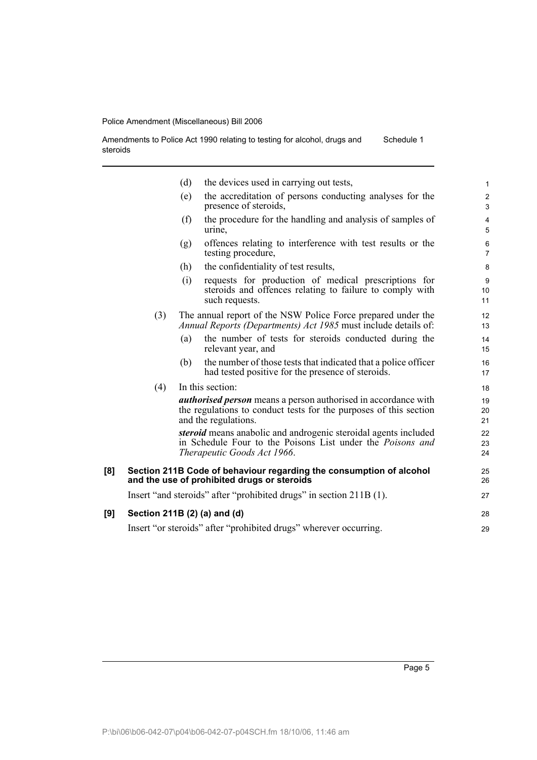(d) the devices used in carrying out tests,

(e) the accreditation of persons conducting analyses for the presence of steroids,

(f) the procedure for the handling and analysis of samples of urine,

(g) offences relating to interference with test results or the testing procedure,

(h) the confidentiality of test results,

(i) requests for production of medical prescriptions for steroids and offences relating to failure to comply with such requests.

(3) The annual report of the NSW Police Force prepared under the *Annual Reports (Departments) Act 1985* must include details of:

(a) the number of tests for steroids conducted during the relevant year, and

(b) the number of those tests that indicated that a police officer had tested positive for the presence of steroids.

(4) In this section:

***authorised person*** means a person authorised in accordance with the regulations to conduct tests for the purposes of this section and the regulations.

***steroid*** means anabolic and androgenic steroidal agents included in Schedule Four to the Poisons List under the *Poisons and Therapeutic Goods Act 1966*.

**[8] Section 211B Code of behaviour regarding the consumption of alcohol and the use of prohibited drugs or steroids**

Insert "and steroids" after "prohibited drugs" in section 211B (1).

**[9] Section 211B (2) (a) and (d)**

Insert "or steroids" after "prohibited drugs" wherever occurring.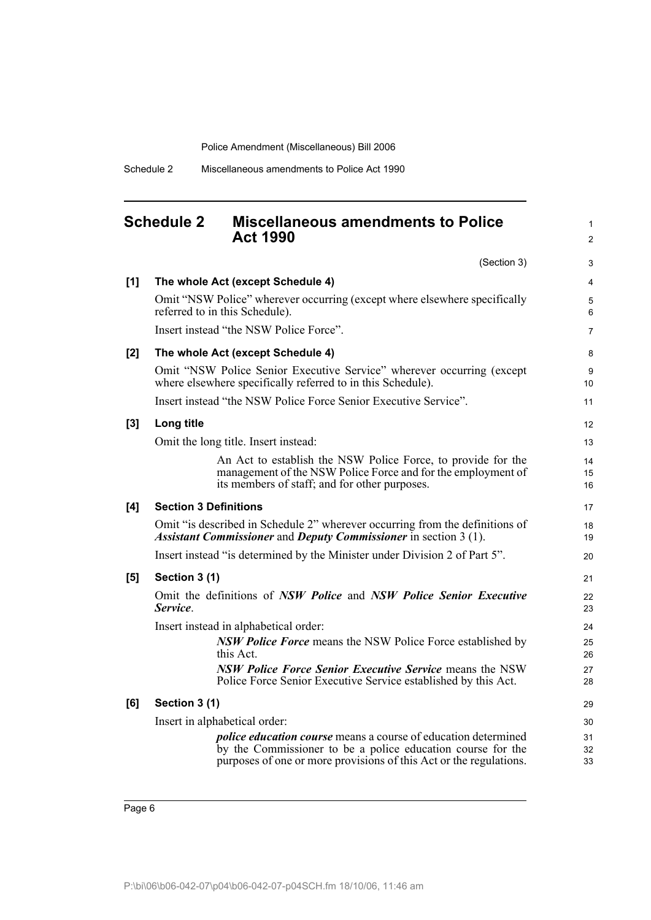## Schedule 2 Miscellaneous amendments to Police Act 1990

(Section 3)

**[1] The whole Act (except Schedule 4)**

Omit "NSW Police" wherever occurring (except where elsewhere specifically referred to in this Schedule).

Insert instead "the NSW Police Force".

**[2] The whole Act (except Schedule 4)**

Omit "NSW Police Senior Executive Service" wherever occurring (except where elsewhere specifically referred to in this Schedule).

Insert instead "the NSW Police Force Senior Executive Service".

**[3] Long title**

Omit the long title. Insert instead:

> An Act to establish the NSW Police Force, to provide for the management of the NSW Police Force and for the employment of its members of staff; and for other purposes.

**[4] Section 3 Definitions**

Omit "is described in Schedule 2" wherever occurring from the definitions of ***Assistant Commissioner*** and ***Deputy Commissioner*** in section 3 (1).

Insert instead "is determined by the Minister under Division 2 of Part 5".

**[5] Section 3 (1)**

Omit the definitions of ***NSW Police*** and ***NSW Police Senior Executive Service***.

Insert instead in alphabetical order:

> ***NSW Police Force*** means the NSW Police Force established by this Act.
>
> ***NSW Police Force Senior Executive Service*** means the NSW Police Force Senior Executive Service established by this Act.

**[6] Section 3 (1)**

Insert in alphabetical order:

> ***police education course*** means a course of education determined by the Commissioner to be a police education course for the purposes of one or more provisions of this Act or the regulations.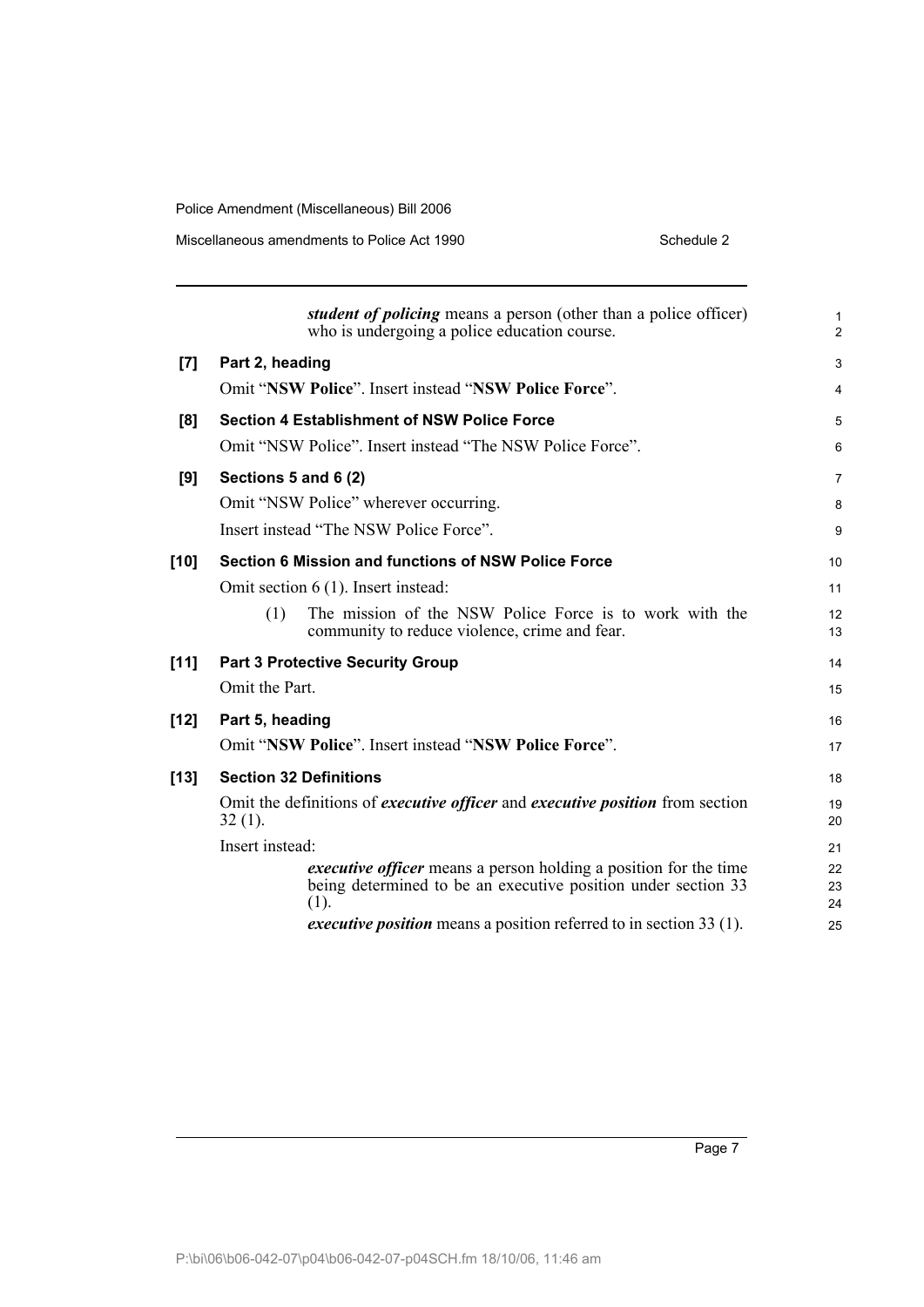***student of policing*** means a person (other than a police officer) who is undergoing a police education course.

**[7] Part 2, heading**

Omit "**NSW Police**". Insert instead "**NSW Police Force**".

**[8] Section 4 Establishment of NSW Police Force**

Omit "NSW Police". Insert instead "The NSW Police Force".

**[9] Sections 5 and 6 (2)**

Omit "NSW Police" wherever occurring.

Insert instead "The NSW Police Force".

**[10] Section 6 Mission and functions of NSW Police Force**

Omit section 6 (1). Insert instead:

(1) The mission of the NSW Police Force is to work with the community to reduce violence, crime and fear.

**[11] Part 3 Protective Security Group**

Omit the Part.

**[12] Part 5, heading**

Omit "**NSW Police**". Insert instead "**NSW Police Force**".

**[13] Section 32 Definitions**

Omit the definitions of ***executive officer*** and ***executive position*** from section 32 (1).

Insert instead:

***executive officer*** means a person holding a position for the time being determined to be an executive position under section 33 (1).

***executive position*** means a position referred to in section 33 (1).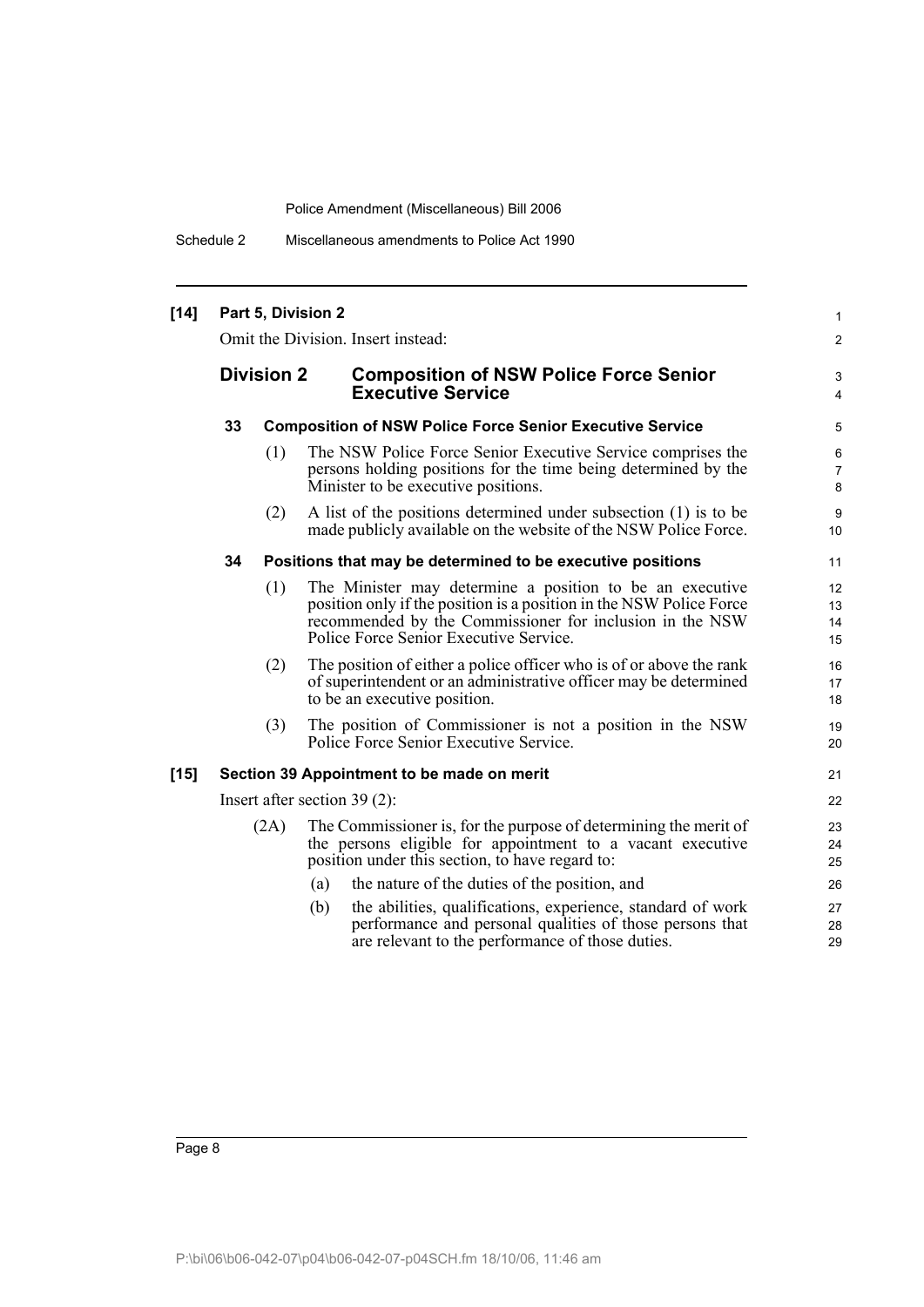**[14] Part 5, Division 2**

Omit the Division. Insert instead:

## Division 2 Composition of NSW Police Force Senior Executive Service

**33 Composition of NSW Police Force Senior Executive Service**

(1) The NSW Police Force Senior Executive Service comprises the persons holding positions for the time being determined by the Minister to be executive positions.

(2) A list of the positions determined under subsection (1) is to be made publicly available on the website of the NSW Police Force.

**34 Positions that may be determined to be executive positions**

(1) The Minister may determine a position to be an executive position only if the position is a position in the NSW Police Force recommended by the Commissioner for inclusion in the NSW Police Force Senior Executive Service.

(2) The position of either a police officer who is of or above the rank of superintendent or an administrative officer may be determined to be an executive position.

(3) The position of Commissioner is not a position in the NSW Police Force Senior Executive Service.

**[15] Section 39 Appointment to be made on merit**

Insert after section 39 (2):

(2A) The Commissioner is, for the purpose of determining the merit of the persons eligible for appointment to a vacant executive position under this section, to have regard to:

(a) the nature of the duties of the position, and

(b) the abilities, qualifications, experience, standard of work performance and personal qualities of those persons that are relevant to the performance of those duties.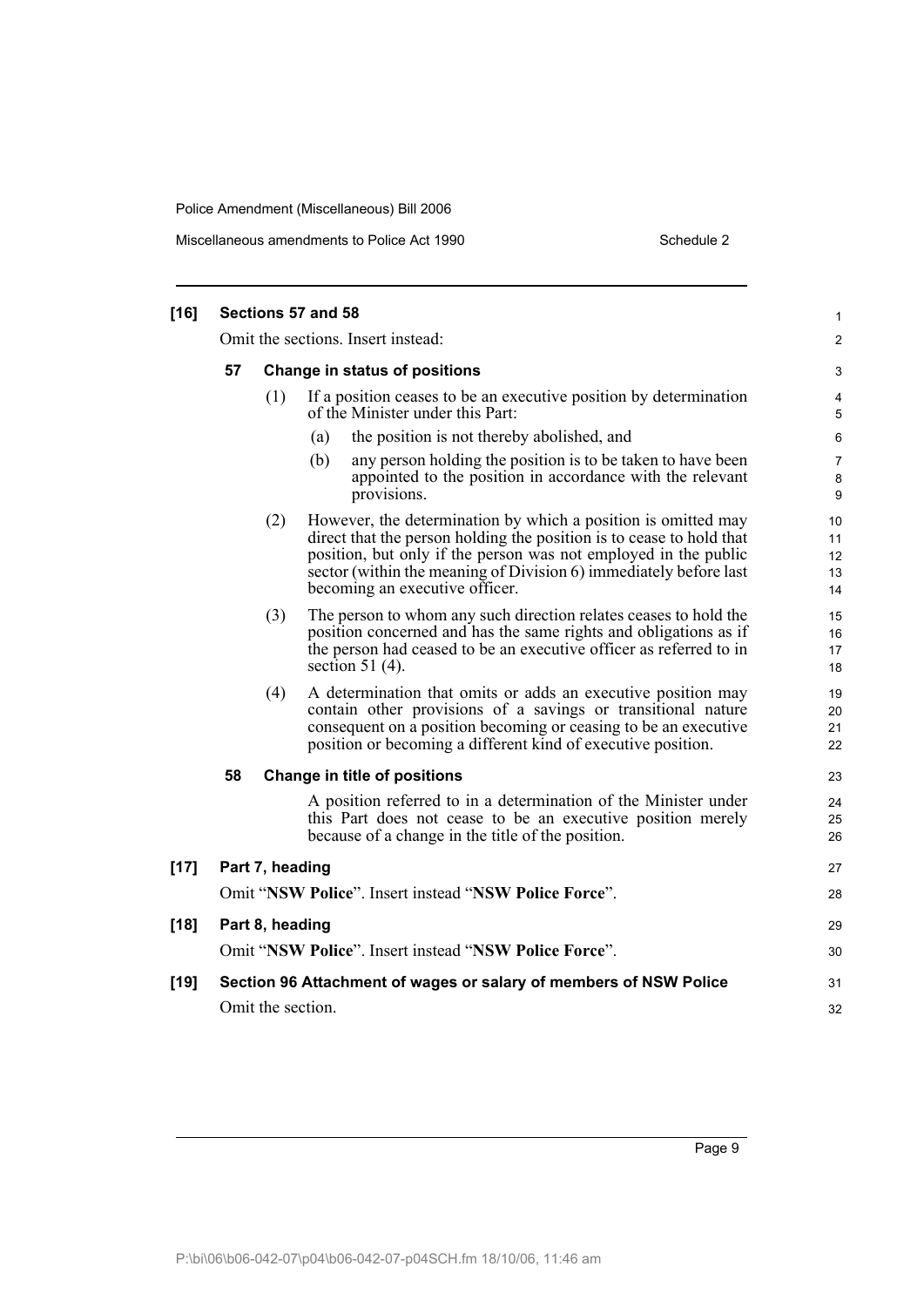**[16] Sections 57 and 58**

Omit the sections. Insert instead:

**57 Change in status of positions**

(1) If a position ceases to be an executive position by determination of the Minister under this Part:

(a) the position is not thereby abolished, and

(b) any person holding the position is to be taken to have been appointed to the position in accordance with the relevant provisions.

(2) However, the determination by which a position is omitted may direct that the person holding the position is to cease to hold that position, but only if the person was not employed in the public sector (within the meaning of Division 6) immediately before last becoming an executive officer.

(3) The person to whom any such direction relates ceases to hold the position concerned and has the same rights and obligations as if the person had ceased to be an executive officer as referred to in section 51 (4).

(4) A determination that omits or adds an executive position may contain other provisions of a savings or transitional nature consequent on a position becoming or ceasing to be an executive position or becoming a different kind of executive position.

**58 Change in title of positions**

A position referred to in a determination of the Minister under this Part does not cease to be an executive position merely because of a change in the title of the position.

**[17] Part 7, heading**

Omit "**NSW Police**". Insert instead "**NSW Police Force**".

**[18] Part 8, heading**

Omit "**NSW Police**". Insert instead "**NSW Police Force**".

**[19] Section 96 Attachment of wages or salary of members of NSW Police**

Omit the section.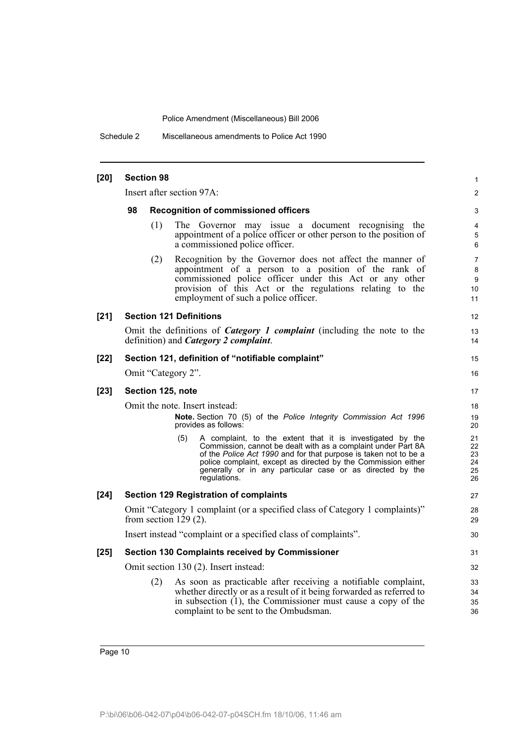**[20] Section 98**

Insert after section 97A:

**98 Recognition of commissioned officers**

(1) The Governor may issue a document recognising the appointment of a police officer or other person to the position of a commissioned police officer.

(2) Recognition by the Governor does not affect the manner of appointment of a person to a position of the rank of commissioned police officer under this Act or any other provision of this Act or the regulations relating to the employment of such a police officer.

**[21] Section 121 Definitions**

Omit the definitions of ***Category 1 complaint*** (including the note to the definition) and ***Category 2 complaint***.

**[22] Section 121, definition of "notifiable complaint"**

Omit "Category 2".

**[23] Section 125, note**

Omit the note. Insert instead:

> **Note.** Section 70 (5) of the *Police Integrity Commission Act 1996* provides as follows:
>
> (5) A complaint, to the extent that it is investigated by the Commission, cannot be dealt with as a complaint under Part 8A of the *Police Act 1990* and for that purpose is taken not to be a police complaint, except as directed by the Commission either generally or in any particular case or as directed by the regulations.

**[24] Section 129 Registration of complaints**

Omit "Category 1 complaint (or a specified class of Category 1 complaints)" from section 129 (2).

Insert instead "complaint or a specified class of complaints".

**[25] Section 130 Complaints received by Commissioner**

Omit section 130 (2). Insert instead:

(2) As soon as practicable after receiving a notifiable complaint, whether directly or as a result of it being forwarded as referred to in subsection (1), the Commissioner must cause a copy of the complaint to be sent to the Ombudsman.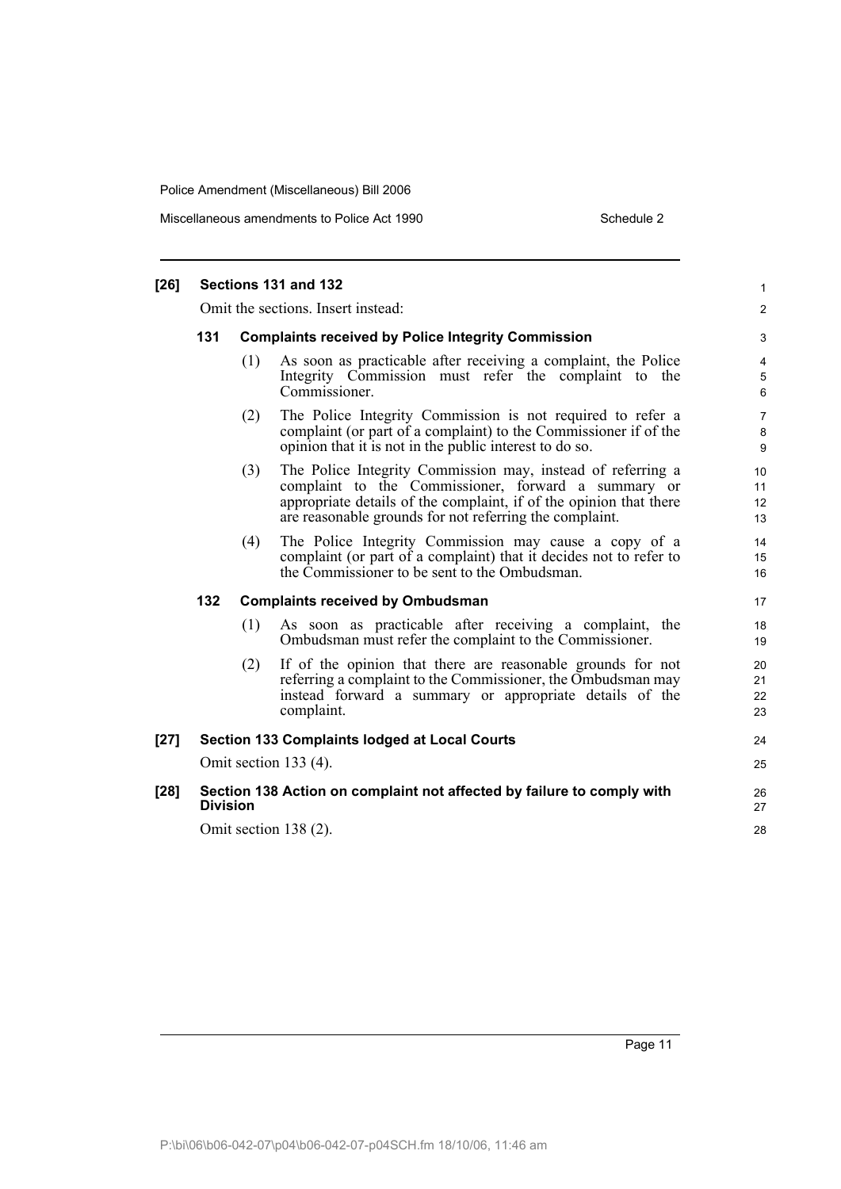**[26] Sections 131 and 132**

Omit the sections. Insert instead:

**131 Complaints received by Police Integrity Commission**

(1) As soon as practicable after receiving a complaint, the Police Integrity Commission must refer the complaint to the Commissioner.

(2) The Police Integrity Commission is not required to refer a complaint (or part of a complaint) to the Commissioner if of the opinion that it is not in the public interest to do so.

(3) The Police Integrity Commission may, instead of referring a complaint to the Commissioner, forward a summary or appropriate details of the complaint, if of the opinion that there are reasonable grounds for not referring the complaint.

(4) The Police Integrity Commission may cause a copy of a complaint (or part of a complaint) that it decides not to refer to the Commissioner to be sent to the Ombudsman.

**132 Complaints received by Ombudsman**

(1) As soon as practicable after receiving a complaint, the Ombudsman must refer the complaint to the Commissioner.

(2) If of the opinion that there are reasonable grounds for not referring a complaint to the Commissioner, the Ombudsman may instead forward a summary or appropriate details of the complaint.

**[27] Section 133 Complaints lodged at Local Courts**

Omit section 133 (4).

**[28] Section 138 Action on complaint not affected by failure to comply with Division**

Omit section 138 (2).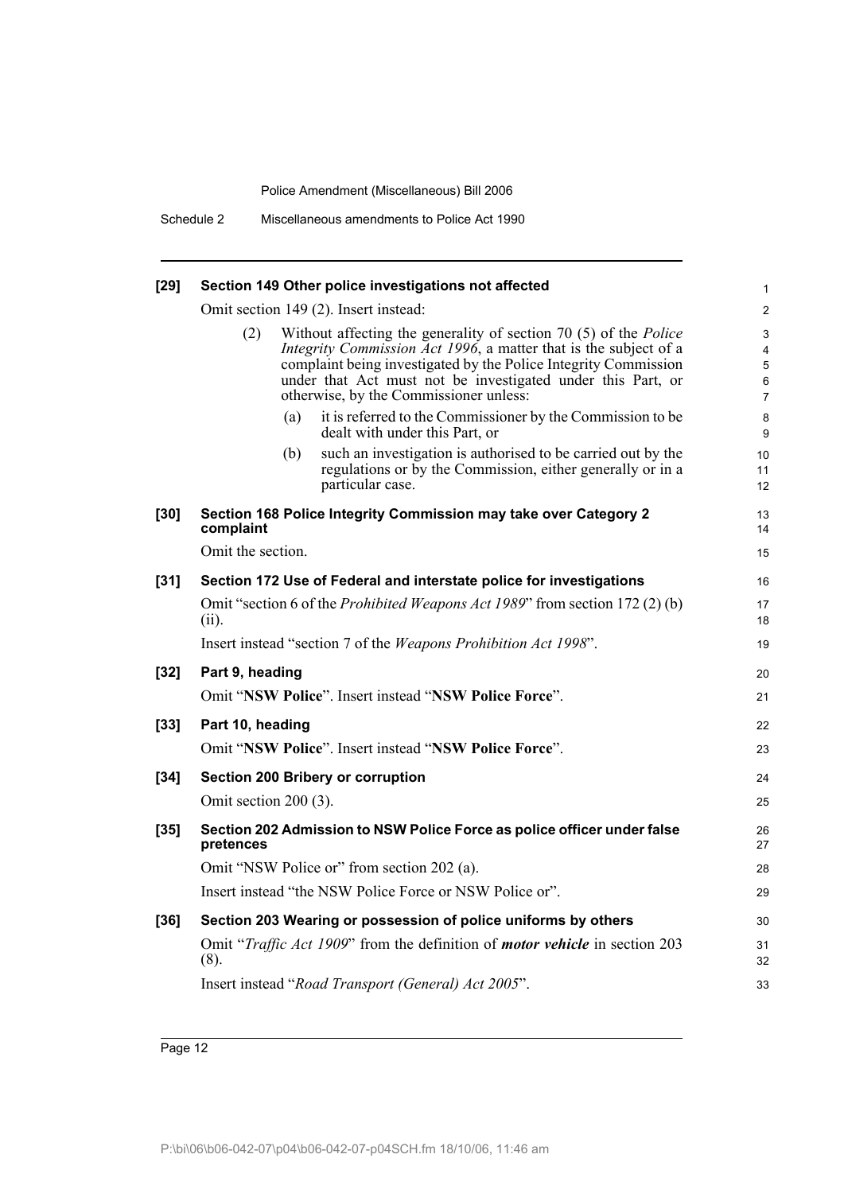**[29] Section 149 Other police investigations not affected**

Omit section 149 (2). Insert instead:

(2) Without affecting the generality of section 70 (5) of the *Police Integrity Commission Act 1996*, a matter that is the subject of a complaint being investigated by the Police Integrity Commission under that Act must not be investigated under this Part, or otherwise, by the Commissioner unless:

(a) it is referred to the Commissioner by the Commission to be dealt with under this Part, or

(b) such an investigation is authorised to be carried out by the regulations or by the Commission, either generally or in a particular case.

**[30] Section 168 Police Integrity Commission may take over Category 2 complaint**

Omit the section.

**[31] Section 172 Use of Federal and interstate police for investigations**

Omit "section 6 of the *Prohibited Weapons Act 1989*" from section 172 (2) (b) (ii).

Insert instead "section 7 of the *Weapons Prohibition Act 1998*".

**[32] Part 9, heading**

Omit "**NSW Police**". Insert instead "**NSW Police Force**".

**[33] Part 10, heading**

Omit "**NSW Police**". Insert instead "**NSW Police Force**".

**[34] Section 200 Bribery or corruption**

Omit section 200 (3).

**[35] Section 202 Admission to NSW Police Force as police officer under false pretences**

Omit "NSW Police or" from section 202 (a).

Insert instead "the NSW Police Force or NSW Police or".

**[36] Section 203 Wearing or possession of police uniforms by others**

Omit "*Traffic Act 1909*" from the definition of ***motor vehicle*** in section 203 (8).

Insert instead "*Road Transport (General) Act 2005*".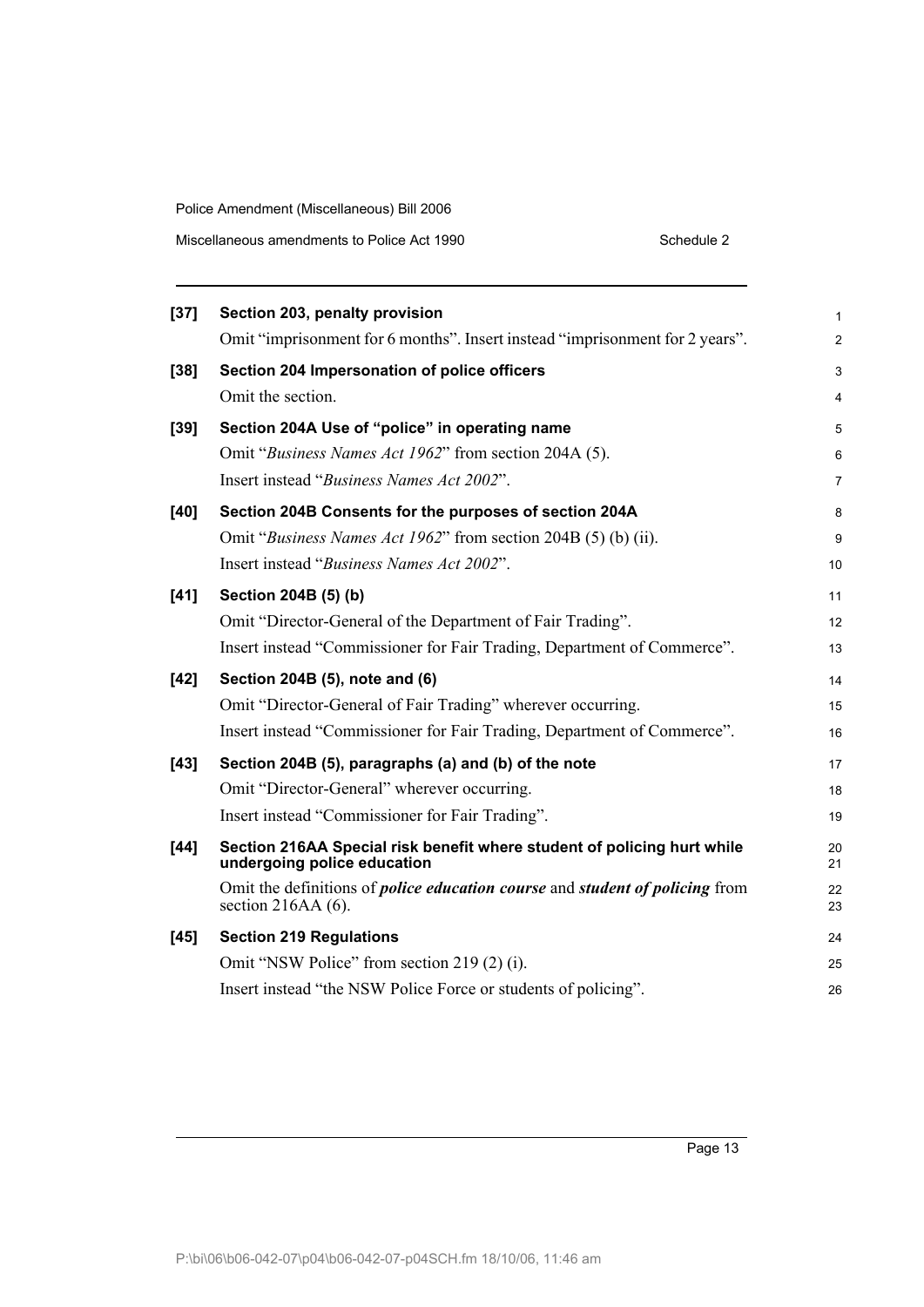**[37] Section 203, penalty provision**

Omit "imprisonment for 6 months". Insert instead "imprisonment for 2 years".

**[38] Section 204 Impersonation of police officers**

Omit the section.

**[39] Section 204A Use of "police" in operating name**

Omit "*Business Names Act 1962*" from section 204A (5).

Insert instead "*Business Names Act 2002*".

**[40] Section 204B Consents for the purposes of section 204A**

Omit "*Business Names Act 1962*" from section 204B (5) (b) (ii).

Insert instead "*Business Names Act 2002*".

**[41] Section 204B (5) (b)**

Omit "Director-General of the Department of Fair Trading".

Insert instead "Commissioner for Fair Trading, Department of Commerce".

**[42] Section 204B (5), note and (6)**

Omit "Director-General of Fair Trading" wherever occurring.

Insert instead "Commissioner for Fair Trading, Department of Commerce".

**[43] Section 204B (5), paragraphs (a) and (b) of the note**

Omit "Director-General" wherever occurring.

Insert instead "Commissioner for Fair Trading".

**[44] Section 216AA Special risk benefit where student of policing hurt while undergoing police education**

Omit the definitions of ***police education course*** and ***student of policing*** from section 216AA (6).

**[45] Section 219 Regulations**

Omit "NSW Police" from section 219 (2) (i).

Insert instead "the NSW Police Force or students of policing".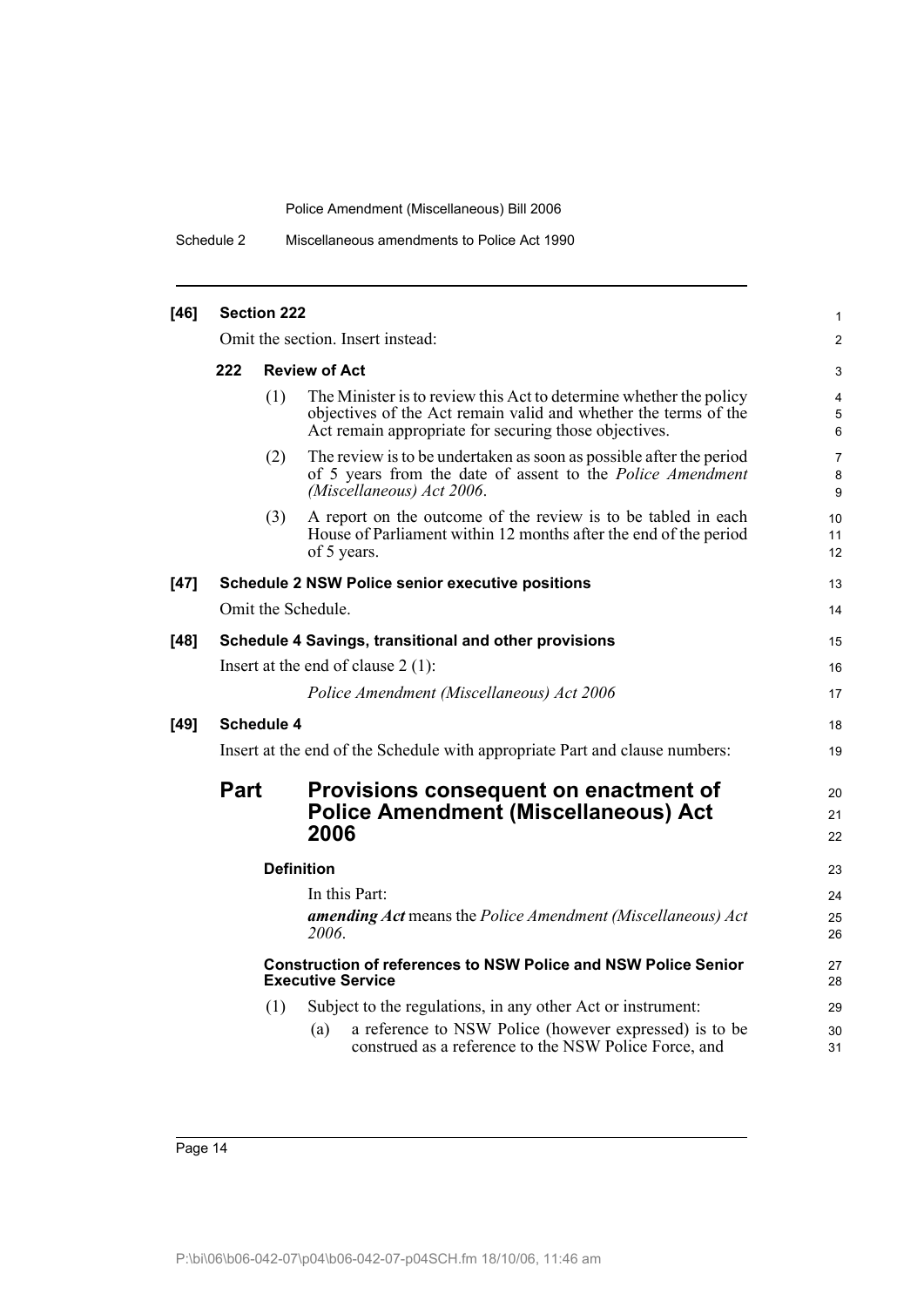**[46] Section 222**

Omit the section. Insert instead:

**222 Review of Act**

(1) The Minister is to review this Act to determine whether the policy objectives of the Act remain valid and whether the terms of the Act remain appropriate for securing those objectives.

(2) The review is to be undertaken as soon as possible after the period of 5 years from the date of assent to the *Police Amendment (Miscellaneous) Act 2006*.

(3) A report on the outcome of the review is to be tabled in each House of Parliament within 12 months after the end of the period of 5 years.

**[47] Schedule 2 NSW Police senior executive positions**

Omit the Schedule.

**[48] Schedule 4 Savings, transitional and other provisions**

Insert at the end of clause 2 (1):

*Police Amendment (Miscellaneous) Act 2006*

**[49] Schedule 4**

Insert at the end of the Schedule with appropriate Part and clause numbers:

## Part Provisions consequent on enactment of Police Amendment (Miscellaneous) Act 2006

**Definition**

In this Part:

***amending Act*** means the *Police Amendment (Miscellaneous) Act 2006*.

**Construction of references to NSW Police and NSW Police Senior Executive Service**

(1) Subject to the regulations, in any other Act or instrument:

(a) a reference to NSW Police (however expressed) is to be construed as a reference to the NSW Police Force, and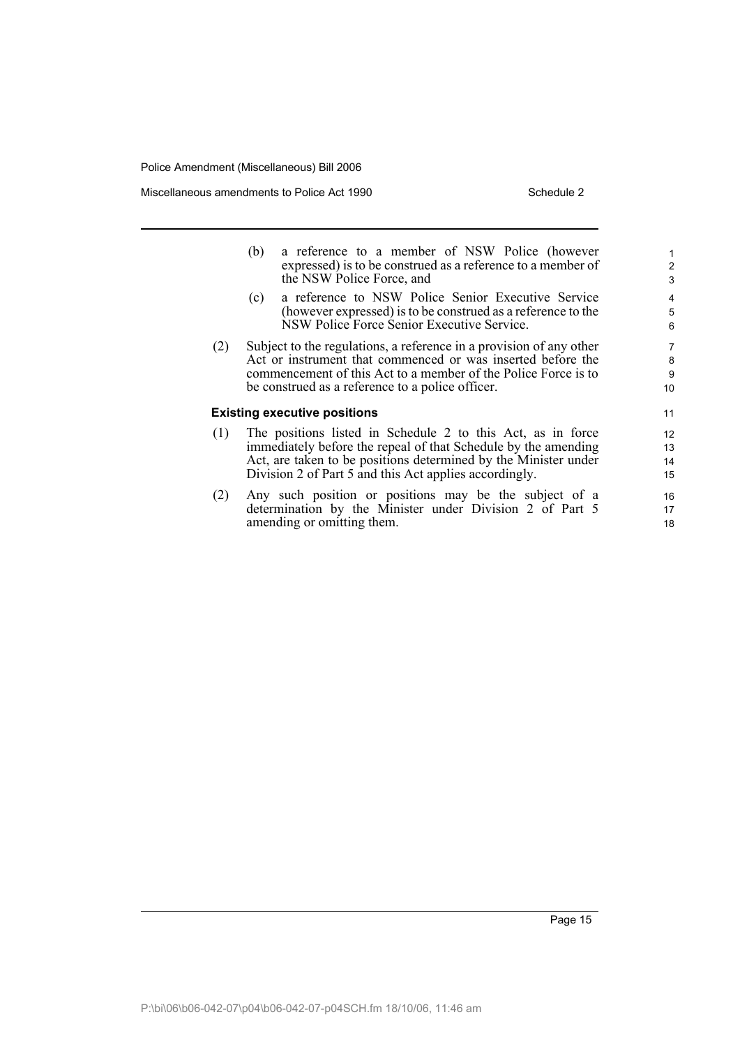(b) a reference to a member of NSW Police (however expressed) is to be construed as a reference to a member of the NSW Police Force, and

(c) a reference to NSW Police Senior Executive Service (however expressed) is to be construed as a reference to the NSW Police Force Senior Executive Service.

(2) Subject to the regulations, a reference in a provision of any other Act or instrument that commenced or was inserted before the commencement of this Act to a member of the Police Force is to be construed as a reference to a police officer.

**Existing executive positions**

(1) The positions listed in Schedule 2 to this Act, as in force immediately before the repeal of that Schedule by the amending Act, are taken to be positions determined by the Minister under Division 2 of Part 5 and this Act applies accordingly.

(2) Any such position or positions may be the subject of a determination by the Minister under Division 2 of Part 5 amending or omitting them.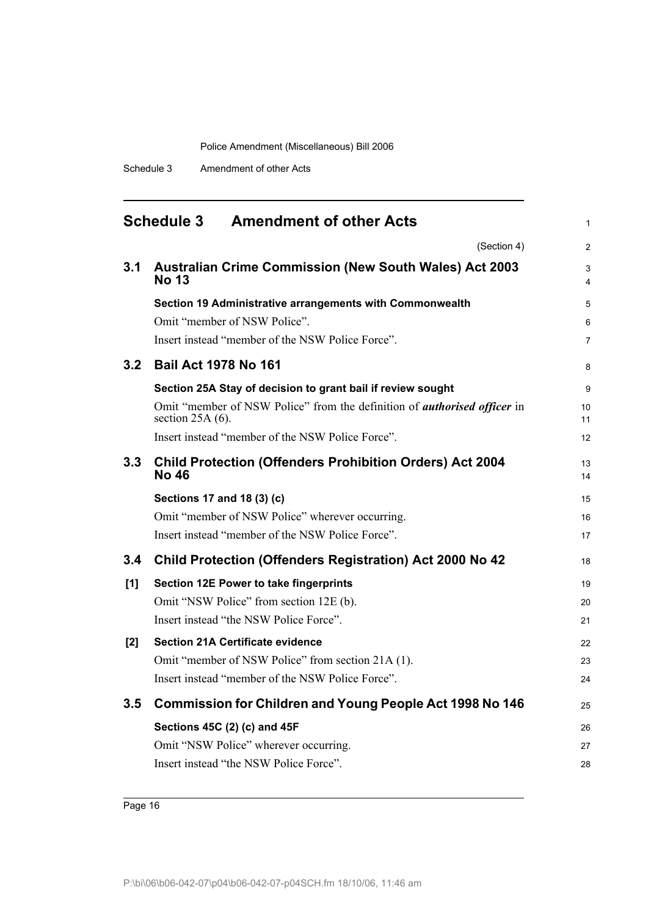## Schedule 3 Amendment of other Acts

(Section 4)

### 3.1 Australian Crime Commission (New South Wales) Act 2003 No 13

**Section 19 Administrative arrangements with Commonwealth**

Omit "member of NSW Police".

Insert instead "member of the NSW Police Force".

### 3.2 Bail Act 1978 No 161

**Section 25A Stay of decision to grant bail if review sought**

Omit "member of NSW Police" from the definition of ***authorised officer*** in section 25A (6).

Insert instead "member of the NSW Police Force".

### 3.3 Child Protection (Offenders Prohibition Orders) Act 2004 No 46

**Sections 17 and 18 (3) (c)**

Omit "member of NSW Police" wherever occurring.

Insert instead "member of the NSW Police Force".

### 3.4 Child Protection (Offenders Registration) Act 2000 No 42

**[1] Section 12E Power to take fingerprints**

Omit "NSW Police" from section 12E (b).

Insert instead "the NSW Police Force".

**[2] Section 21A Certificate evidence**

Omit "member of NSW Police" from section 21A (1).

Insert instead "member of the NSW Police Force".

### 3.5 Commission for Children and Young People Act 1998 No 146

**Sections 45C (2) (c) and 45F**

Omit "NSW Police" wherever occurring.

Insert instead "the NSW Police Force".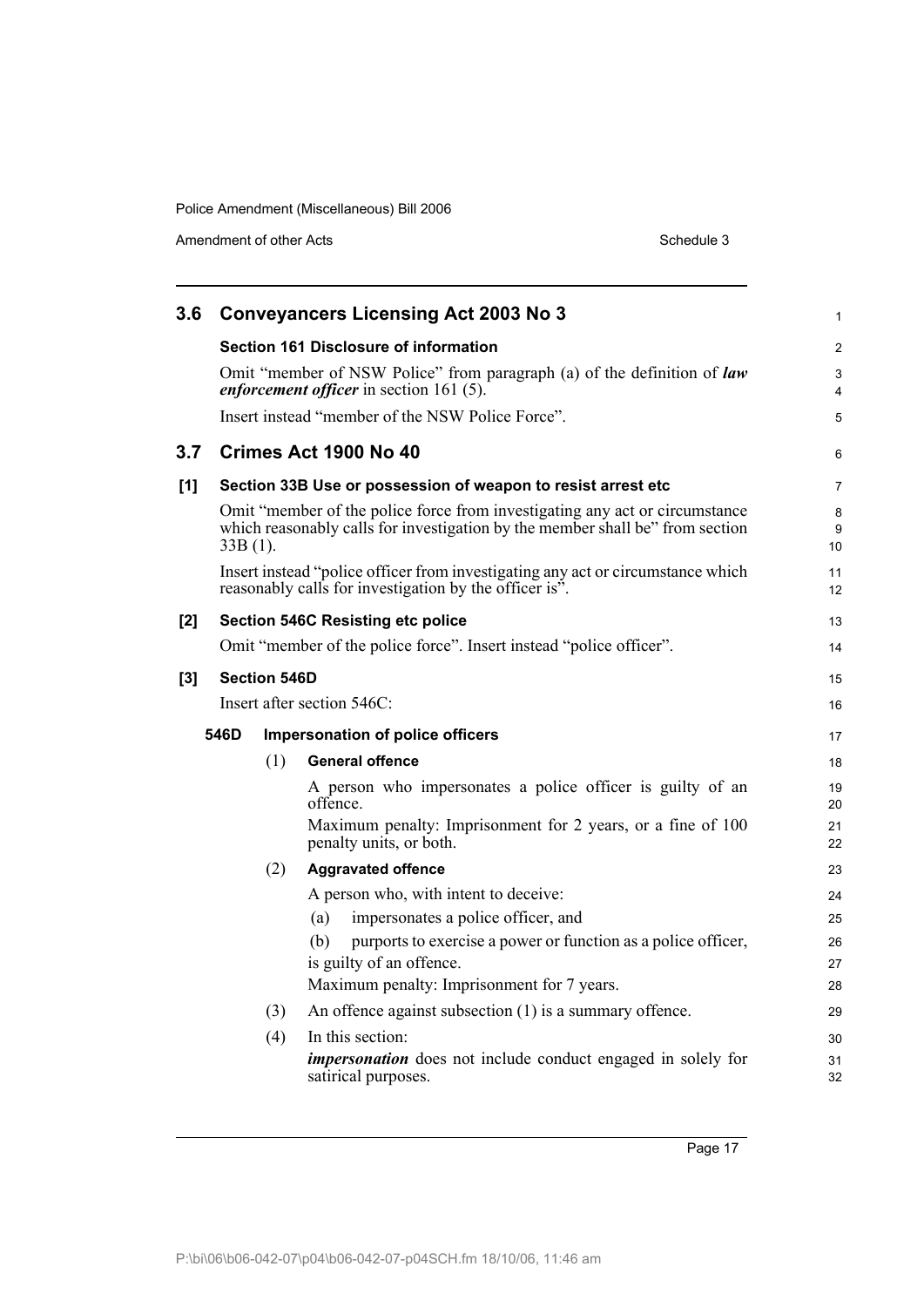## 3.6 Conveyancers Licensing Act 2003 No 3

**Section 161 Disclosure of information**

Omit "member of NSW Police" from paragraph (a) of the definition of ***law enforcement officer*** in section 161 (5).

Insert instead "member of the NSW Police Force".

## 3.7 Crimes Act 1900 No 40

**[1] Section 33B Use or possession of weapon to resist arrest etc**

Omit "member of the police force from investigating any act or circumstance which reasonably calls for investigation by the member shall be" from section 33B (1).

Insert instead "police officer from investigating any act or circumstance which reasonably calls for investigation by the officer is".

**[2] Section 546C Resisting etc police**

Omit "member of the police force". Insert instead "police officer".

**[3] Section 546D**

Insert after section 546C:

**546D Impersonation of police officers**

(1) **General offence**

A person who impersonates a police officer is guilty of an offence.

Maximum penalty: Imprisonment for 2 years, or a fine of 100 penalty units, or both.

(2) **Aggravated offence**

A person who, with intent to deceive:

(a) impersonates a police officer, and

(b) purports to exercise a power or function as a police officer,

is guilty of an offence.

Maximum penalty: Imprisonment for 7 years.

(3) An offence against subsection (1) is a summary offence.

(4) In this section:

***impersonation*** does not include conduct engaged in solely for satirical purposes.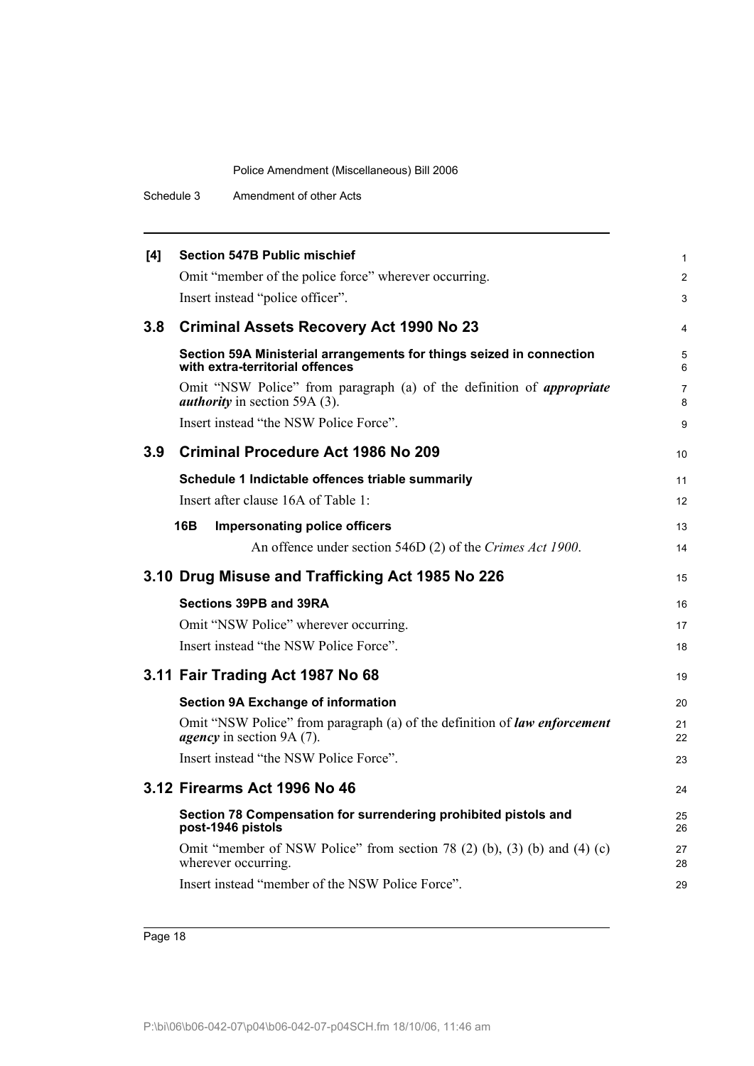**[4] Section 547B Public mischief**

Omit "member of the police force" wherever occurring.

Insert instead "police officer".

## 3.8 Criminal Assets Recovery Act 1990 No 23

**Section 59A Ministerial arrangements for things seized in connection with extra-territorial offences**

Omit "NSW Police" from paragraph (a) of the definition of ***appropriate authority*** in section 59A (3).

Insert instead "the NSW Police Force".

## 3.9 Criminal Procedure Act 1986 No 209

**Schedule 1 Indictable offences triable summarily**

Insert after clause 16A of Table 1:

**16B Impersonating police officers**

An offence under section 546D (2) of the *Crimes Act 1900*.

## 3.10 Drug Misuse and Trafficking Act 1985 No 226

**Sections 39PB and 39RA**

Omit "NSW Police" wherever occurring.

Insert instead "the NSW Police Force".

## 3.11 Fair Trading Act 1987 No 68

**Section 9A Exchange of information**

Omit "NSW Police" from paragraph (a) of the definition of ***law enforcement agency*** in section 9A (7).

Insert instead "the NSW Police Force".

## 3.12 Firearms Act 1996 No 46

**Section 78 Compensation for surrendering prohibited pistols and post-1946 pistols**

Omit "member of NSW Police" from section 78 (2) (b), (3) (b) and (4) (c) wherever occurring.

Insert instead "member of the NSW Police Force".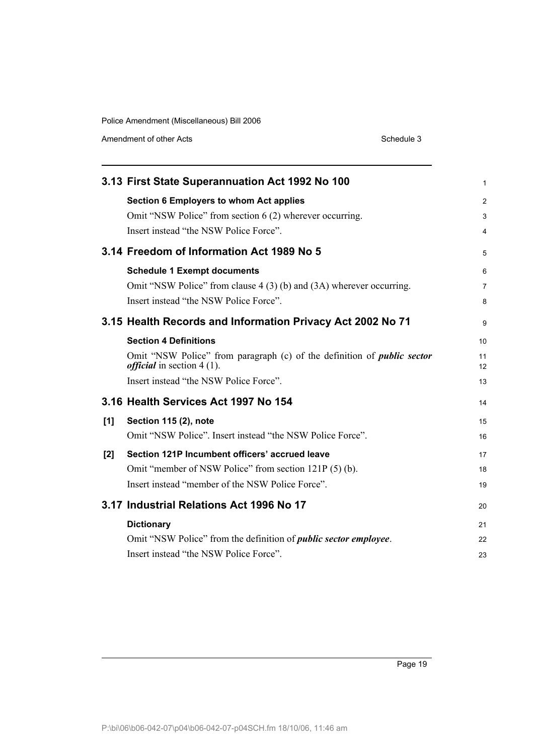## 3.13 First State Superannuation Act 1992 No 100

**Section 6 Employers to whom Act applies**

Omit "NSW Police" from section 6 (2) wherever occurring.

Insert instead "the NSW Police Force".

## 3.14 Freedom of Information Act 1989 No 5

**Schedule 1 Exempt documents**

Omit "NSW Police" from clause 4 (3) (b) and (3A) wherever occurring.

Insert instead "the NSW Police Force".

## 3.15 Health Records and Information Privacy Act 2002 No 71

**Section 4 Definitions**

Omit "NSW Police" from paragraph (c) of the definition of ***public sector official*** in section 4 (1).

Insert instead "the NSW Police Force".

## 3.16 Health Services Act 1997 No 154

**[1] Section 115 (2), note**

Omit "NSW Police". Insert instead "the NSW Police Force".

**[2] Section 121P Incumbent officers' accrued leave**

Omit "member of NSW Police" from section 121P (5) (b).

Insert instead "member of the NSW Police Force".

## 3.17 Industrial Relations Act 1996 No 17

**Dictionary**

Omit "NSW Police" from the definition of ***public sector employee***.

Insert instead "the NSW Police Force".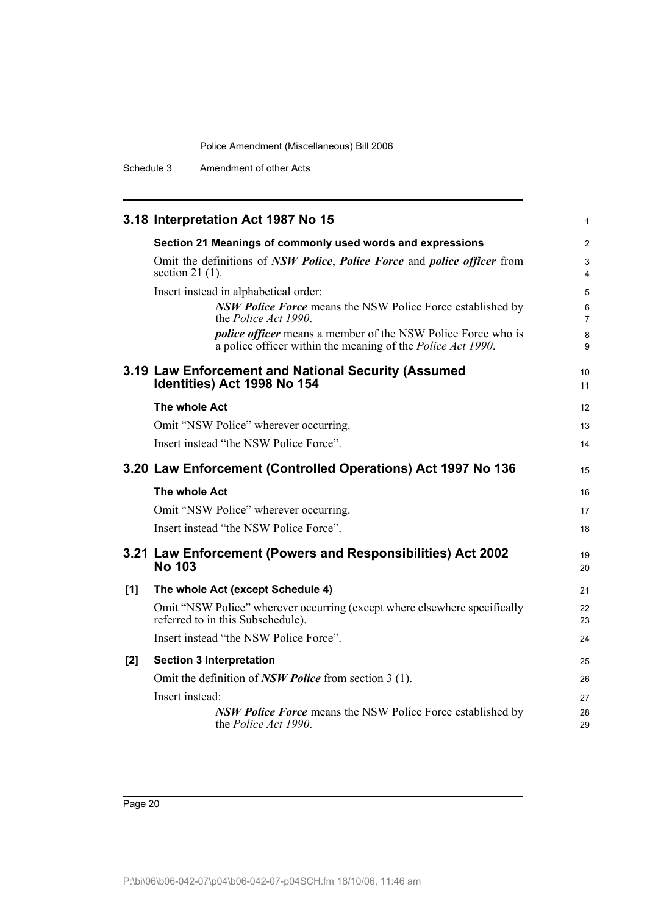## 3.18 Interpretation Act 1987 No 15

**Section 21 Meanings of commonly used words and expressions**

Omit the definitions of ***NSW Police***, ***Police Force*** and ***police officer*** from section 21 (1).

Insert instead in alphabetical order:

> ***NSW Police Force*** means the NSW Police Force established by the *Police Act 1990*.
>
> ***police officer*** means a member of the NSW Police Force who is a police officer within the meaning of the *Police Act 1990*.

## 3.19 Law Enforcement and National Security (Assumed Identities) Act 1998 No 154

**The whole Act**

Omit "NSW Police" wherever occurring.

Insert instead "the NSW Police Force".

## 3.20 Law Enforcement (Controlled Operations) Act 1997 No 136

**The whole Act**

Omit "NSW Police" wherever occurring.

Insert instead "the NSW Police Force".

## 3.21 Law Enforcement (Powers and Responsibilities) Act 2002 No 103

**[1] The whole Act (except Schedule 4)**

Omit "NSW Police" wherever occurring (except where elsewhere specifically referred to in this Subschedule).

Insert instead "the NSW Police Force".

**[2] Section 3 Interpretation**

Omit the definition of ***NSW Police*** from section 3 (1).

Insert instead:

> ***NSW Police Force*** means the NSW Police Force established by the *Police Act 1990*.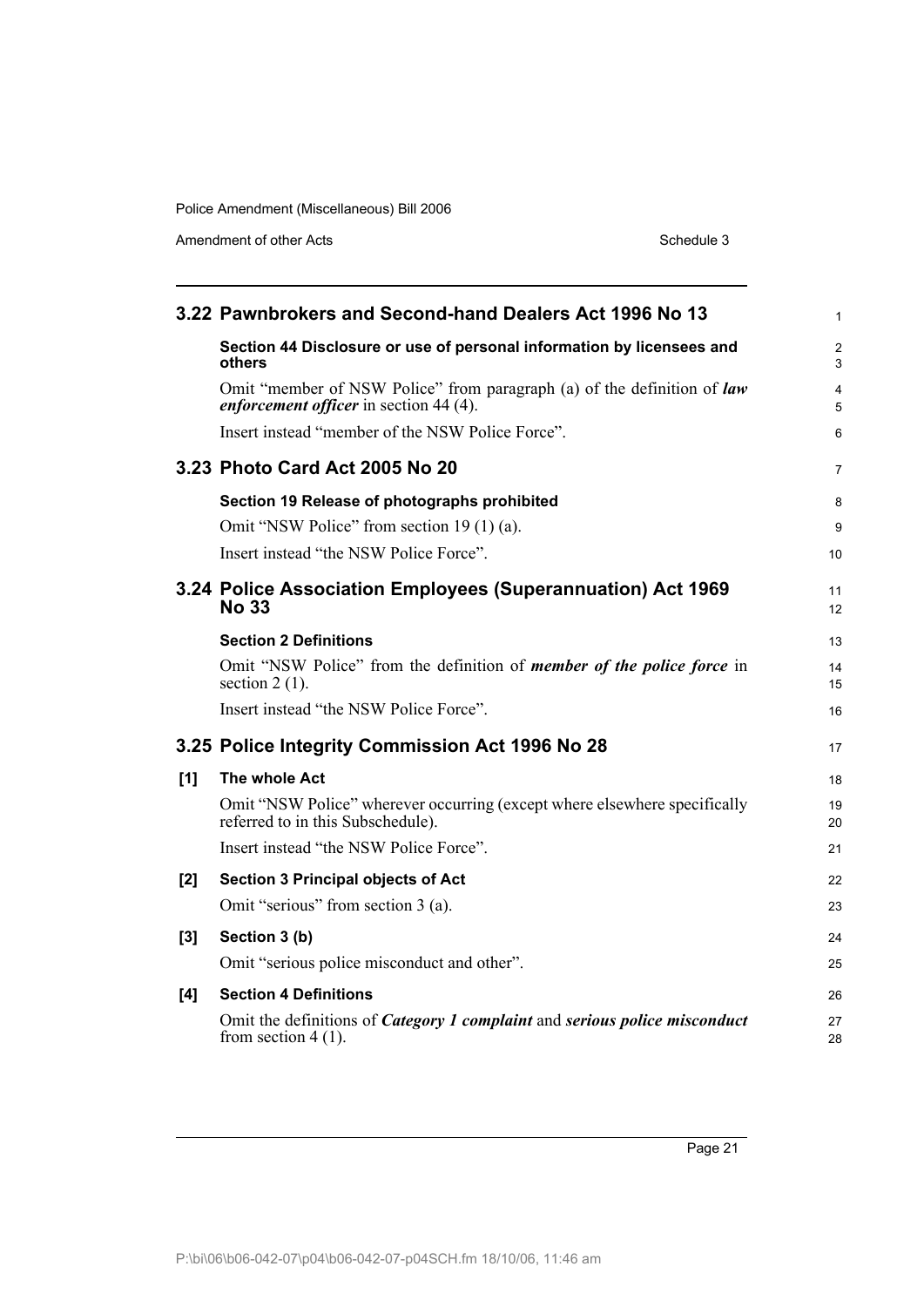## 3.22 Pawnbrokers and Second-hand Dealers Act 1996 No 13

**Section 44 Disclosure or use of personal information by licensees and others**

Omit "member of NSW Police" from paragraph (a) of the definition of ***law enforcement officer*** in section 44 (4).

Insert instead "member of the NSW Police Force".

## 3.23 Photo Card Act 2005 No 20

**Section 19 Release of photographs prohibited**

Omit "NSW Police" from section 19 (1) (a).

Insert instead "the NSW Police Force".

## 3.24 Police Association Employees (Superannuation) Act 1969 No 33

**Section 2 Definitions**

Omit "NSW Police" from the definition of ***member of the police force*** in section 2 (1).

Insert instead "the NSW Police Force".

## 3.25 Police Integrity Commission Act 1996 No 28

**[1] The whole Act**

Omit "NSW Police" wherever occurring (except where elsewhere specifically referred to in this Subschedule).

Insert instead "the NSW Police Force".

**[2] Section 3 Principal objects of Act**

Omit "serious" from section 3 (a).

**[3] Section 3 (b)**

Omit "serious police misconduct and other".

**[4] Section 4 Definitions**

Omit the definitions of ***Category 1 complaint*** and ***serious police misconduct*** from section 4 (1).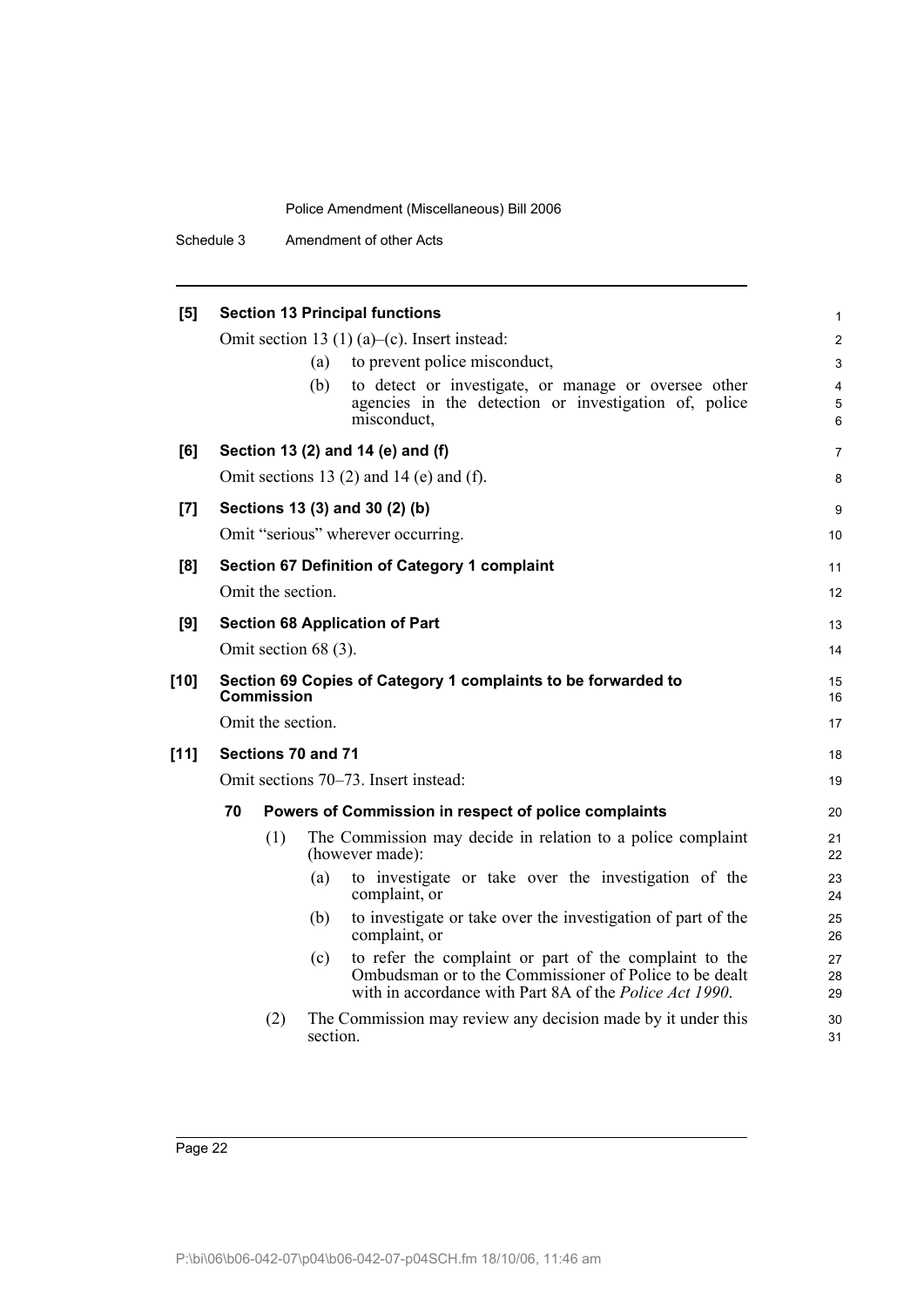**[5] Section 13 Principal functions**

Omit section 13 (1) (a)–(c). Insert instead:

- (a) to prevent police misconduct,
- (b) to detect or investigate, or manage or oversee other agencies in the detection or investigation of, police misconduct,

**[6] Section 13 (2) and 14 (e) and (f)**

Omit sections 13 (2) and 14 (e) and (f).

**[7] Sections 13 (3) and 30 (2) (b)**

Omit "serious" wherever occurring.

**[8] Section 67 Definition of Category 1 complaint**

Omit the section.

**[9] Section 68 Application of Part**

Omit section 68 (3).

**[10] Section 69 Copies of Category 1 complaints to be forwarded to Commission**

Omit the section.

**[11] Sections 70 and 71**

Omit sections 70–73. Insert instead:

**70 Powers of Commission in respect of police complaints**

(1) The Commission may decide in relation to a police complaint (however made):

- (a) to investigate or take over the investigation of the complaint, or
- (b) to investigate or take over the investigation of part of the complaint, or
- (c) to refer the complaint or part of the complaint to the Ombudsman or to the Commissioner of Police to be dealt with in accordance with Part 8A of the *Police Act 1990*.

(2) The Commission may review any decision made by it under this section.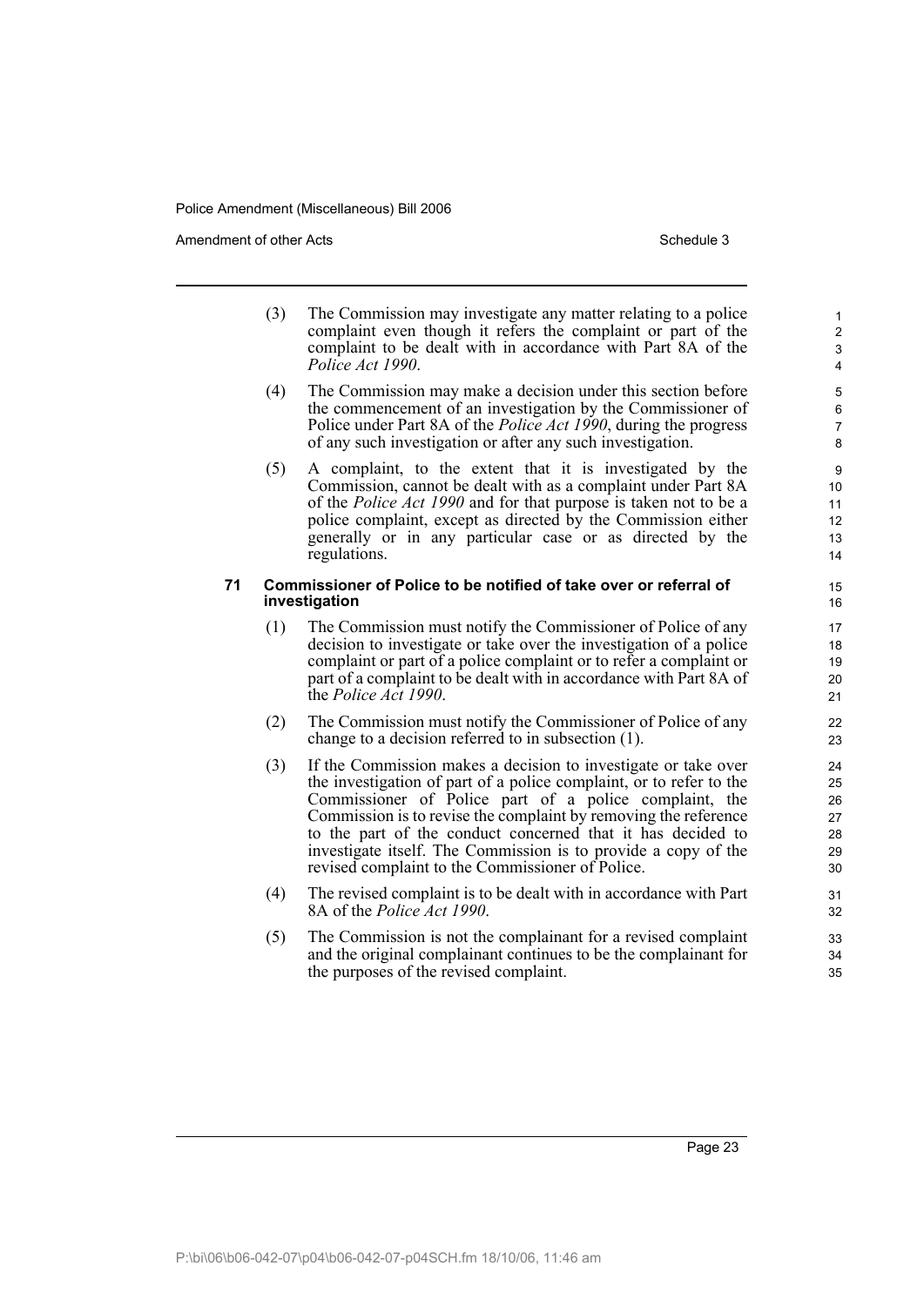(3) The Commission may investigate any matter relating to a police complaint even though it refers the complaint or part of the complaint to be dealt with in accordance with Part 8A of the *Police Act 1990*.

(4) The Commission may make a decision under this section before the commencement of an investigation by the Commissioner of Police under Part 8A of the *Police Act 1990*, during the progress of any such investigation or after any such investigation.

(5) A complaint, to the extent that it is investigated by the Commission, cannot be dealt with as a complaint under Part 8A of the *Police Act 1990* and for that purpose is taken not to be a police complaint, except as directed by the Commission either generally or in any particular case or as directed by the regulations.

**71 Commissioner of Police to be notified of take over or referral of investigation**

(1) The Commission must notify the Commissioner of Police of any decision to investigate or take over the investigation of a police complaint or part of a police complaint or to refer a complaint or part of a complaint to be dealt with in accordance with Part 8A of the *Police Act 1990*.

(2) The Commission must notify the Commissioner of Police of any change to a decision referred to in subsection (1).

(3) If the Commission makes a decision to investigate or take over the investigation of part of a police complaint, or to refer to the Commissioner of Police part of a police complaint, the Commission is to revise the complaint by removing the reference to the part of the conduct concerned that it has decided to investigate itself. The Commission is to provide a copy of the revised complaint to the Commissioner of Police.

(4) The revised complaint is to be dealt with in accordance with Part 8A of the *Police Act 1990*.

(5) The Commission is not the complainant for a revised complaint and the original complainant continues to be the complainant for the purposes of the revised complaint.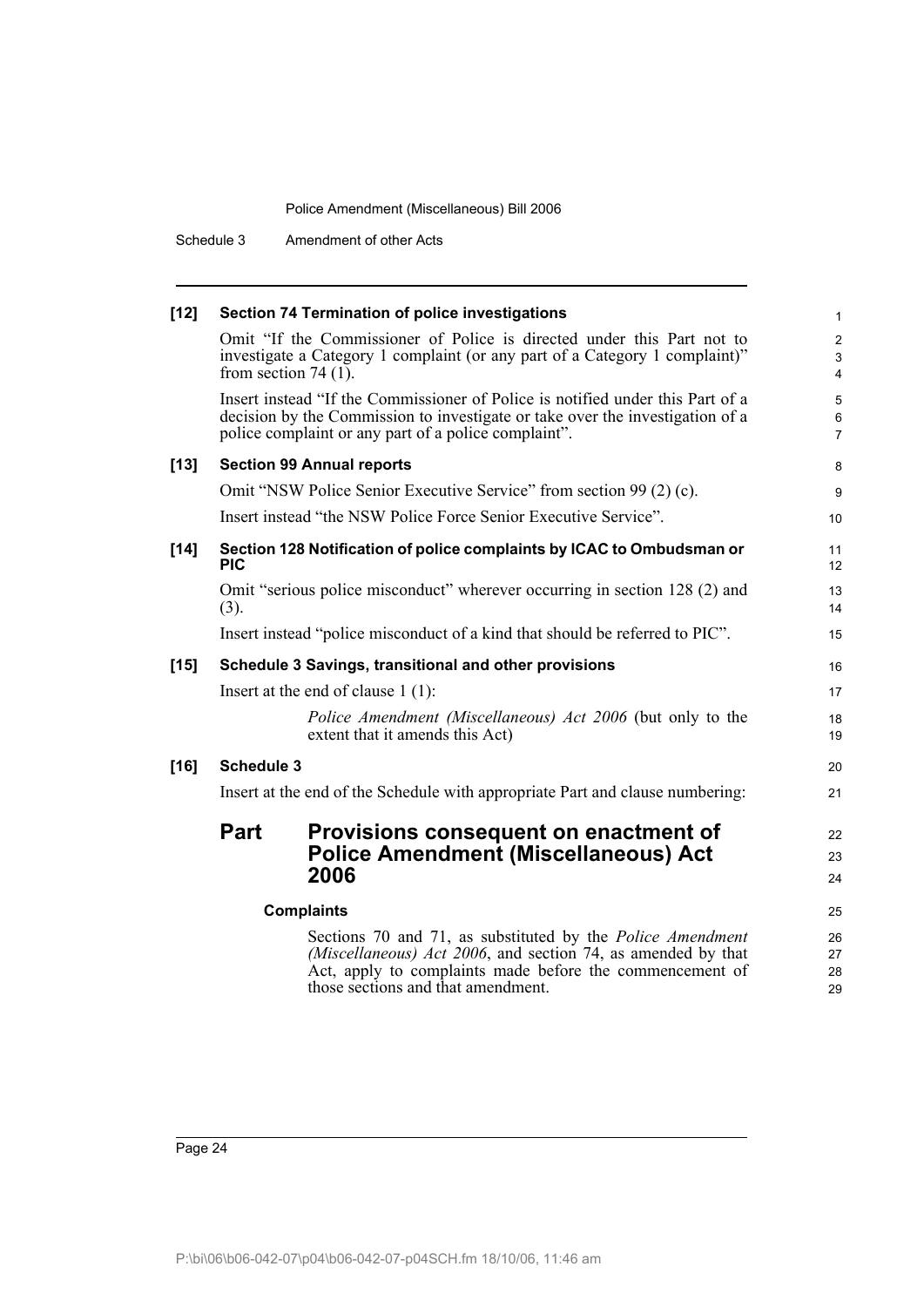**[12] Section 74 Termination of police investigations**

Omit "If the Commissioner of Police is directed under this Part not to investigate a Category 1 complaint (or any part of a Category 1 complaint)" from section 74 (1).

Insert instead "If the Commissioner of Police is notified under this Part of a decision by the Commission to investigate or take over the investigation of a police complaint or any part of a police complaint".

**[13] Section 99 Annual reports**

Omit "NSW Police Senior Executive Service" from section 99 (2) (c).

Insert instead "the NSW Police Force Senior Executive Service".

**[14] Section 128 Notification of police complaints by ICAC to Ombudsman or PIC**

Omit "serious police misconduct" wherever occurring in section 128 (2) and (3).

Insert instead "police misconduct of a kind that should be referred to PIC".

**[15] Schedule 3 Savings, transitional and other provisions**

Insert at the end of clause 1 (1):

*Police Amendment (Miscellaneous) Act 2006* (but only to the extent that it amends this Act)

**[16] Schedule 3**

Insert at the end of the Schedule with appropriate Part and clause numbering:

## Part Provisions consequent on enactment of Police Amendment (Miscellaneous) Act 2006

**Complaints**

Sections 70 and 71, as substituted by the *Police Amendment (Miscellaneous) Act 2006*, and section 74, as amended by that Act, apply to complaints made before the commencement of those sections and that amendment.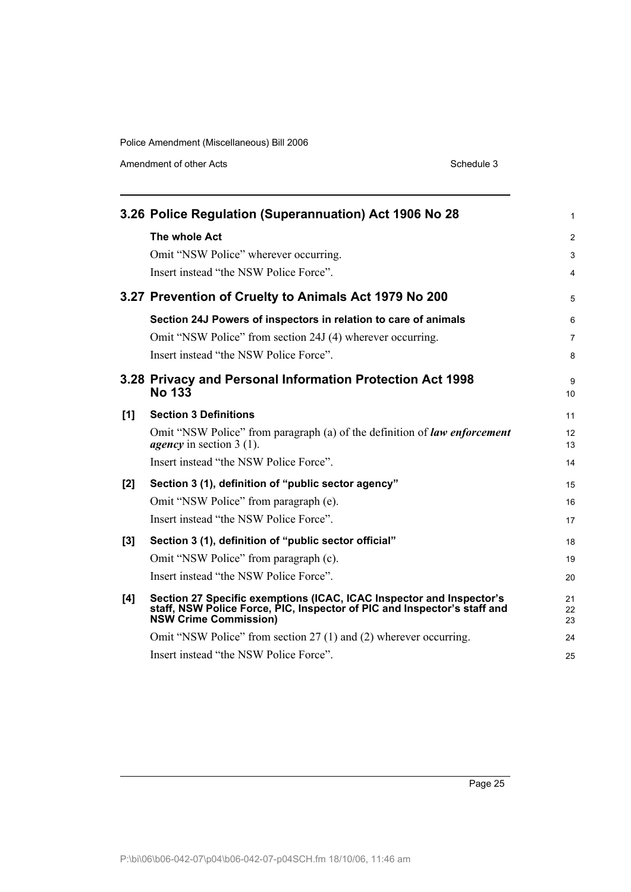## 3.26 Police Regulation (Superannuation) Act 1906 No 28

**The whole Act**

Omit "NSW Police" wherever occurring.

Insert instead "the NSW Police Force".

## 3.27 Prevention of Cruelty to Animals Act 1979 No 200

**Section 24J Powers of inspectors in relation to care of animals**

Omit "NSW Police" from section 24J (4) wherever occurring.

Insert instead "the NSW Police Force".

## 3.28 Privacy and Personal Information Protection Act 1998 No 133

**[1] Section 3 Definitions**

Omit "NSW Police" from paragraph (a) of the definition of ***law enforcement agency*** in section 3 (1).

Insert instead "the NSW Police Force".

**[2] Section 3 (1), definition of "public sector agency"**

Omit "NSW Police" from paragraph (e).

Insert instead "the NSW Police Force".

**[3] Section 3 (1), definition of "public sector official"**

Omit "NSW Police" from paragraph (c).

Insert instead "the NSW Police Force".

**[4] Section 27 Specific exemptions (ICAC, ICAC Inspector and Inspector's staff, NSW Police Force, PIC, Inspector of PIC and Inspector's staff and NSW Crime Commission)**

Omit "NSW Police" from section 27 (1) and (2) wherever occurring.

Insert instead "the NSW Police Force".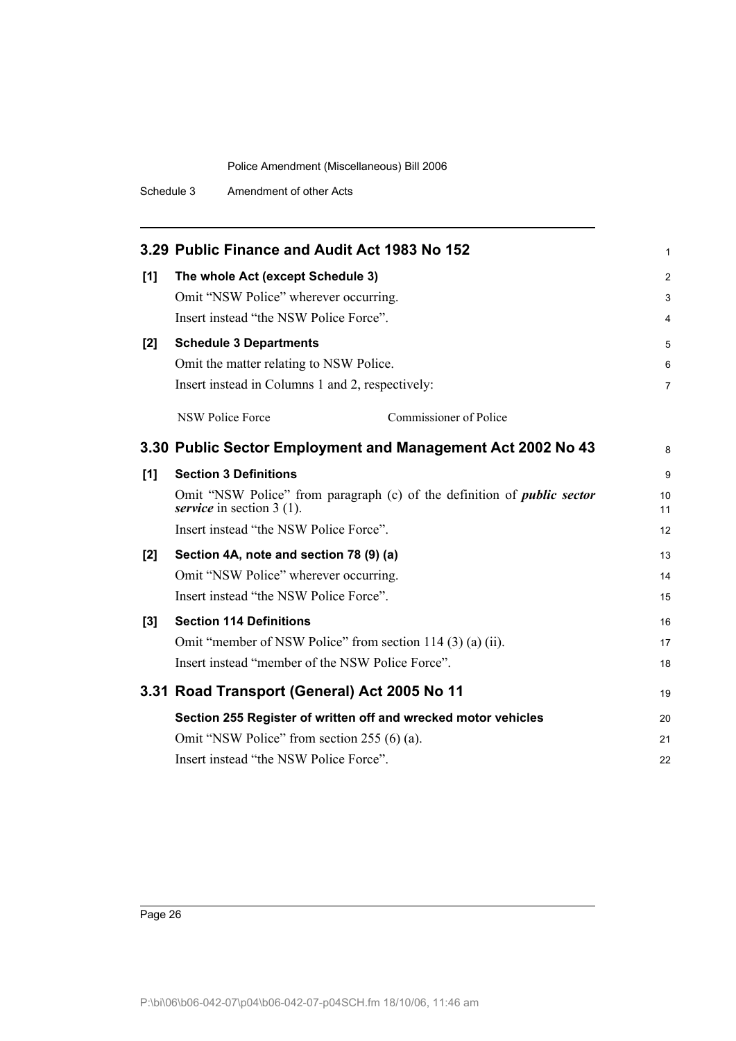## 3.29 Public Finance and Audit Act 1983 No 152

**[1] The whole Act (except Schedule 3)**

Omit "NSW Police" wherever occurring.

Insert instead "the NSW Police Force".

**[2] Schedule 3 Departments**

Omit the matter relating to NSW Police.

Insert instead in Columns 1 and 2, respectively:

| | |
|---|---|
| NSW Police Force | Commissioner of Police |

## 3.30 Public Sector Employment and Management Act 2002 No 43

**[1] Section 3 Definitions**

Omit "NSW Police" from paragraph (c) of the definition of ***public sector service*** in section 3 (1).

Insert instead "the NSW Police Force".

**[2] Section 4A, note and section 78 (9) (a)**

Omit "NSW Police" wherever occurring.

Insert instead "the NSW Police Force".

**[3] Section 114 Definitions**

Omit "member of NSW Police" from section 114 (3) (a) (ii).

Insert instead "member of the NSW Police Force".

## 3.31 Road Transport (General) Act 2005 No 11

**Section 255 Register of written off and wrecked motor vehicles**

Omit "NSW Police" from section 255 (6) (a).

Insert instead "the NSW Police Force".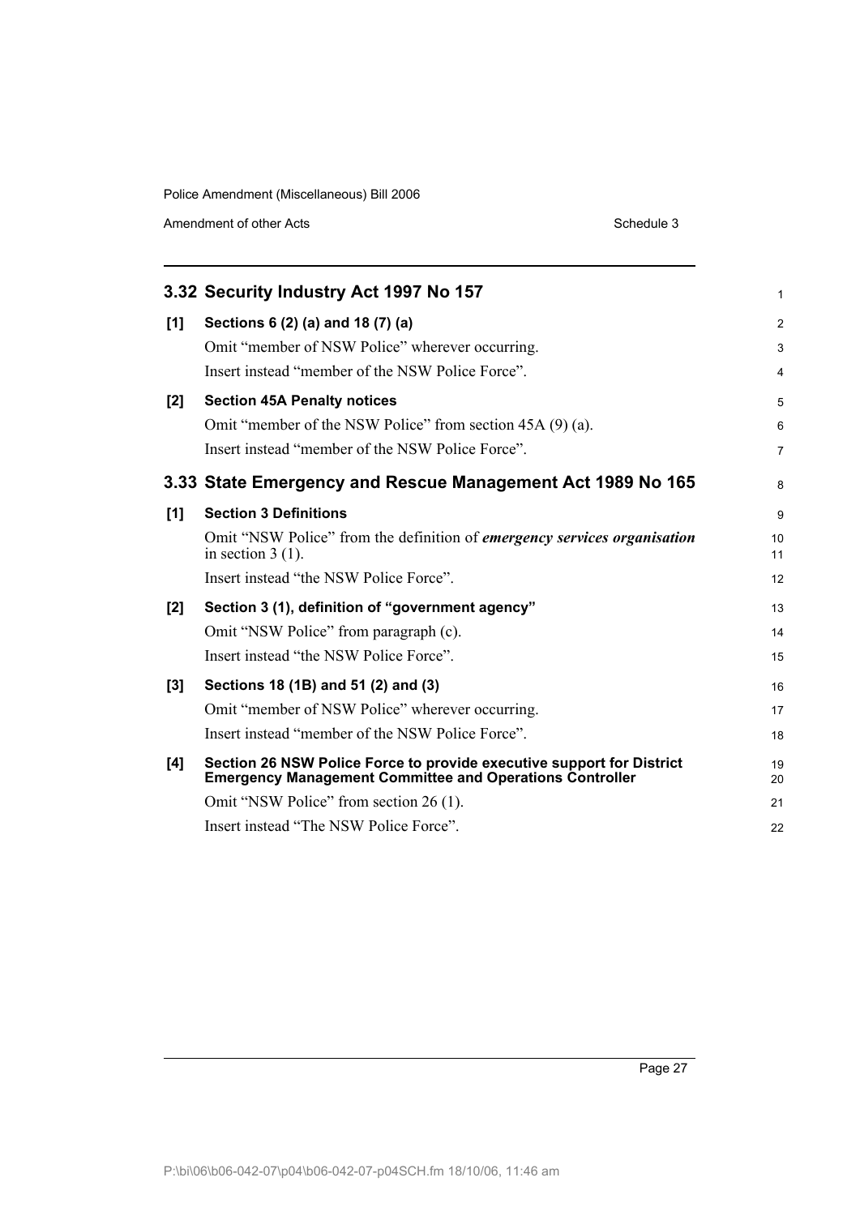## 3.32 Security Industry Act 1997 No 157

**[1] Sections 6 (2) (a) and 18 (7) (a)**

Omit "member of NSW Police" wherever occurring.

Insert instead "member of the NSW Police Force".

**[2] Section 45A Penalty notices**

Omit "member of the NSW Police" from section 45A (9) (a).

Insert instead "member of the NSW Police Force".

## 3.33 State Emergency and Rescue Management Act 1989 No 165

**[1] Section 3 Definitions**

Omit "NSW Police" from the definition of ***emergency services organisation*** in section 3 (1).

Insert instead "the NSW Police Force".

**[2] Section 3 (1), definition of "government agency"**

Omit "NSW Police" from paragraph (c).

Insert instead "the NSW Police Force".

**[3] Sections 18 (1B) and 51 (2) and (3)**

Omit "member of NSW Police" wherever occurring.

Insert instead "member of the NSW Police Force".

**[4] Section 26 NSW Police Force to provide executive support for District Emergency Management Committee and Operations Controller**

Omit "NSW Police" from section 26 (1).

Insert instead "The NSW Police Force".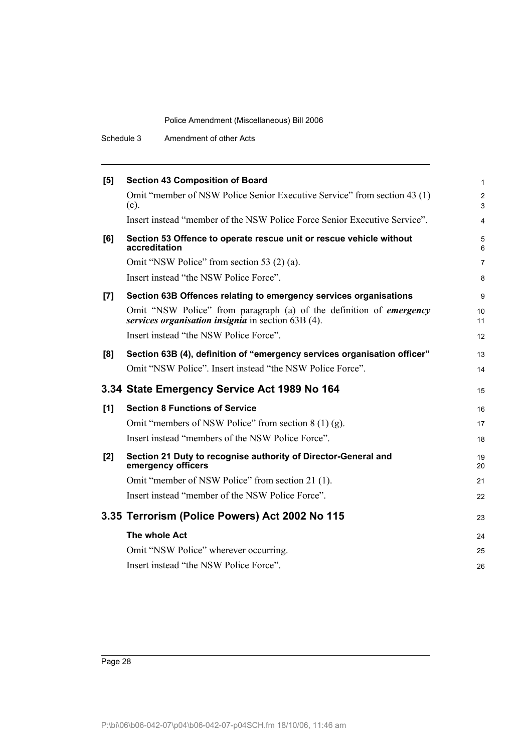**[5] Section 43 Composition of Board**

Omit "member of NSW Police Senior Executive Service" from section 43 (1) (c).

Insert instead "member of the NSW Police Force Senior Executive Service".

**[6] Section 53 Offence to operate rescue unit or rescue vehicle without accreditation**

Omit "NSW Police" from section 53 (2) (a).

Insert instead "the NSW Police Force".

**[7] Section 63B Offences relating to emergency services organisations**

Omit "NSW Police" from paragraph (a) of the definition of ***emergency services organisation insignia*** in section 63B (4).

Insert instead "the NSW Police Force".

**[8] Section 63B (4), definition of "emergency services organisation officer"**

Omit "NSW Police". Insert instead "the NSW Police Force".

## 3.34 State Emergency Service Act 1989 No 164

**[1] Section 8 Functions of Service**

Omit "members of NSW Police" from section 8 (1) (g).

Insert instead "members of the NSW Police Force".

**[2] Section 21 Duty to recognise authority of Director-General and emergency officers**

Omit "member of NSW Police" from section 21 (1).

Insert instead "member of the NSW Police Force".

## 3.35 Terrorism (Police Powers) Act 2002 No 115

**The whole Act**

Omit "NSW Police" wherever occurring.

Insert instead "the NSW Police Force".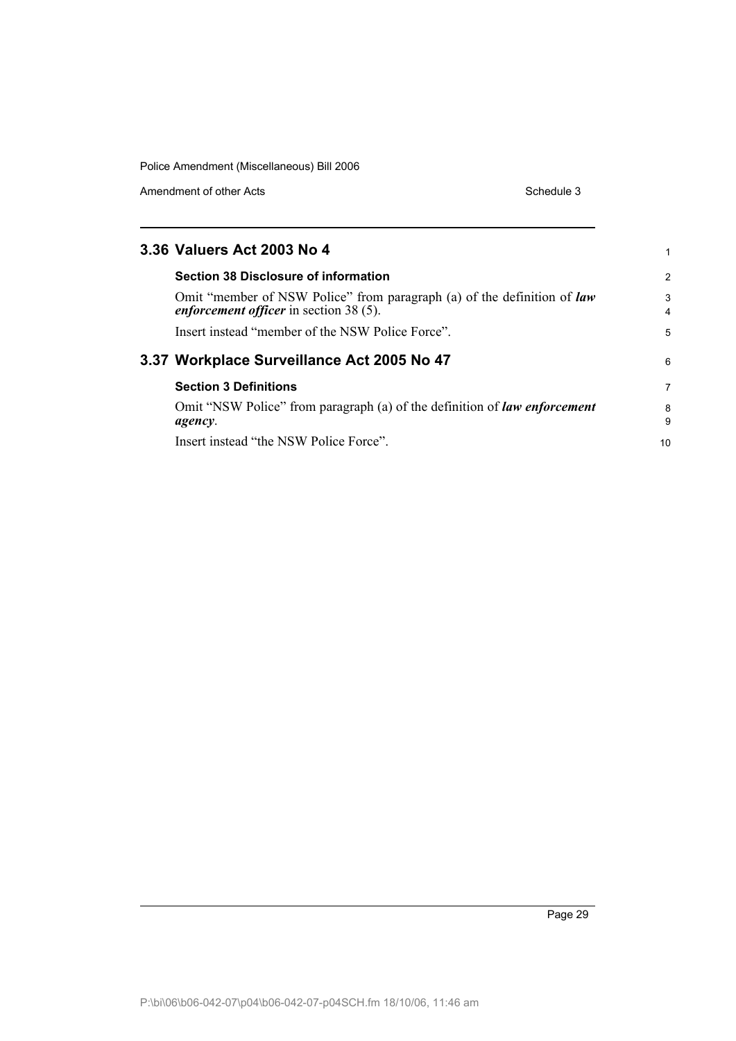## 3.36 Valuers Act 2003 No 4

**Section 38 Disclosure of information**

Omit "member of NSW Police" from paragraph (a) of the definition of ***law enforcement officer*** in section 38 (5).

Insert instead "member of the NSW Police Force".

## 3.37 Workplace Surveillance Act 2005 No 47

**Section 3 Definitions**

Omit "NSW Police" from paragraph (a) of the definition of ***law enforcement agency***.

Insert instead "the NSW Police Force".